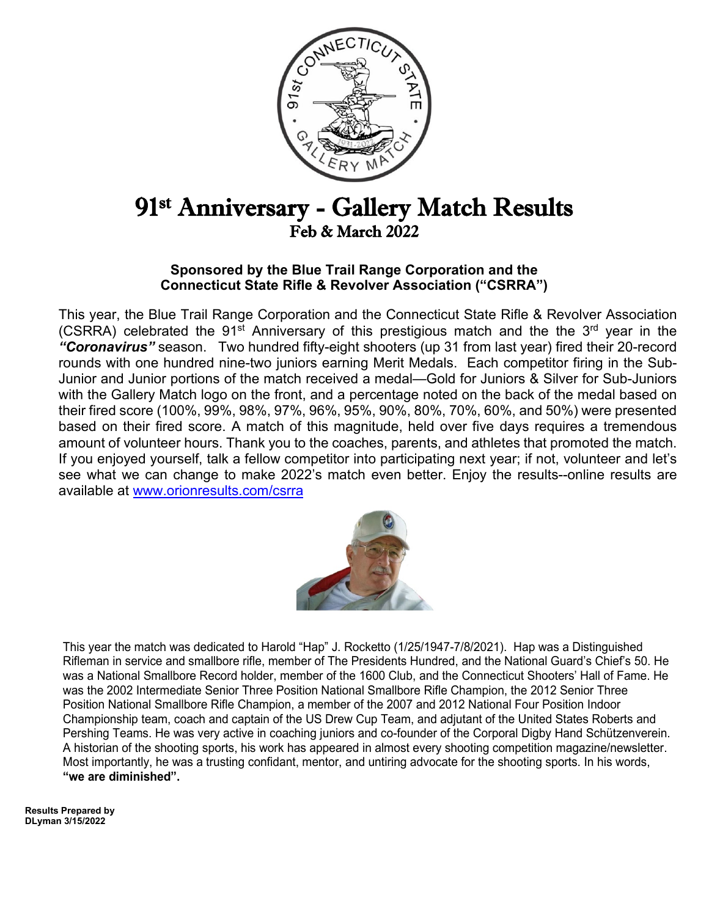# 91st Anniversary - Gallery Match Results

## Feb & March 2022

**Sponsored by the Blue Trail Range Corporation and the Connecticut State Rifle & Revolver Association ("CSRRA")**

This year, the Blue Trail Range Corporation and the Connecticut State Rifle & Revolver Association (CSRRA) celebrated the 91st Anniversary of this prestigious match and the the 3rd year in the ***"Coronavirus"*** season. Two hundred fifty-eight shooters (up 31 from last year) fired their 20-record rounds with one hundred nine-two juniors earning Merit Medals. Each competitor firing in the Sub-Junior and Junior portions of the match received a medal—Gold for Juniors & Silver for Sub-Juniors with the Gallery Match logo on the front, and a percentage noted on the back of the medal based on their fired score (100%, 99%, 98%, 97%, 96%, 95%, 90%, 80%, 70%, 60%, and 50%) were presented based on their fired score. A match of this magnitude, held over five days requires a tremendous amount of volunteer hours. Thank you to the coaches, parents, and athletes that promoted the match. If you enjoyed yourself, talk a fellow competitor into participating next year; if not, volunteer and let's see what we can change to make 2022's match even better. Enjoy the results--online results are available at www.orionresults.com/csrra

This year the match was dedicated to Harold "Hap" J. Rocketto (1/25/1947-7/8/2021). Hap was a Distinguished Rifleman in service and smallbore rifle, member of The Presidents Hundred, and the National Guard's Chief's 50. He was a National Smallbore Record holder, member of the 1600 Club, and the Connecticut Shooters' Hall of Fame. He was the 2002 Intermediate Senior Three Position National Smallbore Rifle Champion, the 2012 Senior Three Position National Smallbore Rifle Champion, a member of the 2007 and 2012 National Four Position Indoor Championship team, coach and captain of the US Drew Cup Team, and adjutant of the United States Roberts and Pershing Teams. He was very active in coaching juniors and co-founder of the Corporal Digby Hand Schützenverein. A historian of the shooting sports, his work has appeared in almost every shooting competition magazine/newsletter. Most importantly, he was a trusting confidant, mentor, and untiring advocate for the shooting sports. In his words, **"we are diminished".**

**Results Prepared by DLyman 3/15/2022**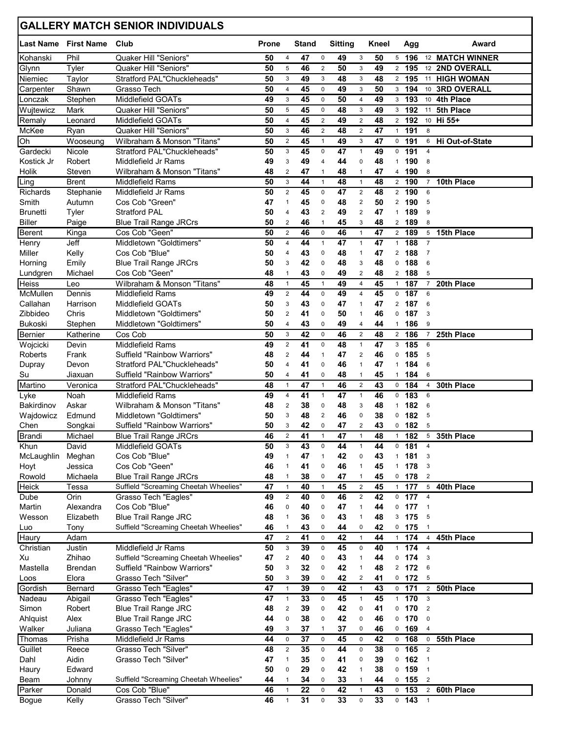## GALLERY MATCH SENIOR INDIVIDUALS

| Last Name | First Name | Club | Prone | | Stand | | Sitting | | Kneel | | Agg | | Award |
|---|---|---|---|---|---|---|---|---|---|---|---|---|---|
| Kohanski | Phil | Quaker Hill "Seniors" | 50 | 4 | 47 | 0 | 49 | 3 | 50 | 5 | 196 | 12 | MATCH WINNER |
| Glynn | Tyler | Quaker Hill "Seniors" | 50 | 5 | 46 | 2 | 50 | 3 | 49 | 2 | 195 | 12 | 2ND OVERALL |
| Niemiec | Taylor | Stratford PAL"Chuckleheads" | 50 | 3 | 49 | 3 | 48 | 3 | 48 | 2 | 195 | 11 | HIGH WOMAN |
| Carpenter | Shawn | Grasso Tech | 50 | 4 | 45 | 0 | 49 | 3 | 50 | 3 | 194 | 10 | 3RD OVERALL |
| Lonczak | Stephen | Middlefield GOATs | 49 | 3 | 45 | 0 | 50 | 4 | 49 | 3 | 193 | 10 | 4th Place |
| Wujtewicz | Mark | Quaker Hill "Seniors" | 50 | 5 | 45 | 0 | 48 | 3 | 49 | 3 | 192 | 11 | 5th Place |
| Remaly | Leonard | Middlefield GOATs | 50 | 4 | 45 | 2 | 49 | 2 | 48 | 2 | 192 | 10 | Hi 55+ |
| McKee | Ryan | Quaker Hill "Seniors" | 50 | 3 | 46 | 2 | 48 | 2 | 47 | 1 | 191 | 8 | |
| Oh | Wooseung | Wilbraham & Monson "Titans" | 50 | 2 | 45 | 1 | 49 | 3 | 47 | 0 | 191 | 6 | Hi Out-of-State |
| Gardecki | Nicole | Stratford PAL"Chuckleheads" | 50 | 3 | 45 | 0 | 47 | 1 | 49 | 0 | 191 | 4 | |
| Kostick Jr | Robert | Middlefield Jr Rams | 49 | 3 | 49 | 4 | 44 | 0 | 48 | 1 | 190 | 8 | |
| Holik | Steven | Wilbraham & Monson "Titans" | 48 | 2 | 47 | 1 | 48 | 1 | 47 | 4 | 190 | 8 | |
| Ling | Brent | Middlefield Rams | 50 | 3 | 44 | 1 | 48 | 1 | 48 | 2 | 190 | 7 | 10th Place |
| Richards | Stephanie | Middlefield Jr Rams | 50 | 2 | 45 | 0 | 47 | 2 | 48 | 2 | 190 | 6 | |
| Smith | Autumn | Cos Cob "Green" | 47 | 1 | 45 | 0 | 48 | 2 | 50 | 2 | 190 | 5 | |
| Brunetti | Tyler | Stratford PAL | 50 | 4 | 43 | 2 | 49 | 2 | 47 | 1 | 189 | 9 | |
| Biller | Paige | Blue Trail Range JRCrs | 50 | 2 | 46 | 1 | 45 | 3 | 48 | 2 | 189 | 8 | |
| Berent | Kinga | Cos Cob "Geen" | 50 | 2 | 46 | 0 | 46 | 1 | 47 | 2 | 189 | 5 | 15th Place |
| Henry | Jeff | Middletown "Goldtimers" | 50 | 4 | 44 | 1 | 47 | 1 | 47 | 1 | 188 | 7 | |
| Miller | Kelly | Cos Cob "Blue" | 50 | 4 | 43 | 0 | 48 | 1 | 47 | 2 | 188 | 7 | |
| Horning | Emily | Blue Trail Range JRCrs | 50 | 3 | 42 | 0 | 48 | 3 | 48 | 0 | 188 | 6 | |
| Lundgren | Michael | Cos Cob "Geen" | 48 | 1 | 43 | 0 | 49 | 2 | 48 | 2 | 188 | 5 | |
| Heiss | Leo | Wilbraham & Monson "Titans" | 48 | 1 | 45 | 1 | 49 | 4 | 45 | 1 | 187 | 7 | 20th Place |
| McMullen | Dennis | Middlefield Rams | 49 | 2 | 44 | 0 | 49 | 4 | 45 | 0 | 187 | 6 | |
| Callahan | Harrison | Middlefield GOATs | 50 | 3 | 43 | 0 | 47 | 1 | 47 | 2 | 187 | 6 | |
| Zibbideo | Chris | Middletown "Goldtimers" | 50 | 2 | 41 | 0 | 50 | 1 | 46 | 0 | 187 | 3 | |
| Bukoski | Stephen | Middletown "Goldtimers" | 50 | 4 | 43 | 0 | 49 | 4 | 44 | 1 | 186 | 9 | |
| Bernier | Katherine | Cos Cob | 50 | 3 | 42 | 0 | 46 | 2 | 48 | 2 | 186 | 7 | 25th Place |
| Wojcicki | Devin | Middlefield Rams | 49 | 2 | 41 | 0 | 48 | 1 | 47 | 3 | 185 | 6 | |
| Roberts | Frank | Suffield "Rainbow Warriors" | 48 | 2 | 44 | 1 | 47 | 2 | 46 | 0 | 185 | 5 | |
| Dupray | Devon | Stratford PAL"Chuckleheads" | 50 | 4 | 41 | 0 | 46 | 1 | 47 | 1 | 184 | 6 | |
| Su | Jiaxuan | Suffield "Rainbow Warriors" | 50 | 4 | 41 | 0 | 48 | 1 | 45 | 1 | 184 | 6 | |
| Martino | Veronica | Stratford PAL"Chuckleheads" | 48 | 1 | 47 | 1 | 46 | 2 | 43 | 0 | 184 | 4 | 30th Place |
| Lyke | Noah | Middlefield Rams | 49 | 4 | 41 | 1 | 47 | 1 | 46 | 0 | 183 | 6 | |
| Bakirdinov | Askar | Wilbraham & Monson "Titans" | 48 | 2 | 38 | 0 | 48 | 3 | 48 | 1 | 182 | 6 | |
| Wajdowicz | Edmund | Middletown "Goldtimers" | 50 | 3 | 48 | 2 | 46 | 0 | 38 | 0 | 182 | 5 | |
| Chen | Songkai | Suffield "Rainbow Warriors" | 50 | 3 | 42 | 0 | 47 | 2 | 43 | 0 | 182 | 5 | |
| Brandi | Michael | Blue Trail Range JRCrs | 46 | 2 | 41 | 1 | 47 | 1 | 48 | 1 | 182 | 5 | 35th Place |
| Khun | David | Middlefield GOATs | 50 | 3 | 43 | 0 | 44 | 1 | 44 | 0 | 181 | 4 | |
| McLaughlin | Meghan | Cos Cob "Blue" | 49 | 1 | 47 | 1 | 42 | 0 | 43 | 1 | 181 | 3 | |
| Hoyt | Jessica | Cos Cob "Geen" | 46 | 1 | 41 | 0 | 46 | 1 | 45 | 1 | 178 | 3 | |
| Rowold | Michaela | Blue Trail Range JRCrs | 48 | 1 | 38 | 0 | 47 | 1 | 45 | 0 | 178 | 2 | |
| Heick | Tessa | Suffield "Screaming Cheetah Wheelies" | 47 | 1 | 40 | 1 | 45 | 2 | 45 | 1 | 177 | 5 | 40th Place |
| Dube | Orin | Grasso Tech "Eagles" | 49 | 2 | 40 | 0 | 46 | 2 | 42 | 0 | 177 | 4 | |
| Martin | Alexandra | Cos Cob "Blue" | 46 | 0 | 40 | 0 | 47 | 1 | 44 | 0 | 177 | 1 | |
| Wesson | Elizabeth | Blue Trail Range JRC | 48 | 1 | 36 | 0 | 43 | 1 | 48 | 3 | 175 | 5 | |
| Luo | Tony | Suffield "Screaming Cheetah Wheelies" | 46 | 1 | 43 | 0 | 44 | 0 | 42 | 0 | 175 | 1 | |
| Haury | Adam | | 47 | 2 | 41 | 0 | 42 | 1 | 44 | 1 | 174 | 4 | 45th Place |
| Christian | Justin | Middlefield Jr Rams | 50 | 3 | 39 | 0 | 45 | 0 | 40 | 1 | 174 | 4 | |
| Xu | Zhihao | Suffield "Screaming Cheetah Wheelies" | 47 | 2 | 40 | 0 | 43 | 1 | 44 | 0 | 174 | 3 | |
| Mastella | Brendan | Suffield "Rainbow Warriors" | 50 | 3 | 32 | 0 | 42 | 1 | 48 | 2 | 172 | 6 | |
| Loos | Elora | Grasso Tech "Silver" | 50 | 3 | 39 | 0 | 42 | 2 | 41 | 0 | 172 | 5 | |
| Gordish | Bernard | Grasso Tech "Eagles" | 47 | 1 | 39 | 0 | 42 | 1 | 43 | 0 | 171 | 2 | 50th Place |
| Nadeau | Abigail | Grasso Tech "Eagles" | 47 | 1 | 33 | 0 | 45 | 1 | 45 | 1 | 170 | 3 | |
| Simon | Robert | Blue Trail Range JRC | 48 | 2 | 39 | 0 | 42 | 0 | 41 | 0 | 170 | 2 | |
| Ahlquist | Alex | Blue Trail Range JRC | 44 | 0 | 38 | 0 | 42 | 0 | 46 | 0 | 170 | 0 | |
| Walker | Juliana | Grasso Tech "Eagles" | 49 | 3 | 37 | 1 | 37 | 0 | 46 | 0 | 169 | 4 | |
| Thomas | Prisha | Middlefield Jr Rams | 44 | 0 | 37 | 0 | 45 | 0 | 42 | 0 | 168 | 0 | 55th Place |
| Guillet | Reece | Grasso Tech "Silver" | 48 | 2 | 35 | 0 | 44 | 0 | 38 | 0 | 165 | 2 | |
| Dahl | Aidin | Grasso Tech "Silver" | 47 | 1 | 35 | 0 | 41 | 0 | 39 | 0 | 162 | 1 | |
| Haury | Edward | | 50 | 0 | 29 | 0 | 42 | 1 | 38 | 0 | 159 | 1 | |
| Beam | Johnny | Suffield "Screaming Cheetah Wheelies" | 44 | 1 | 34 | 0 | 33 | 1 | 44 | 0 | 155 | 2 | |
| Parker | Donald | Cos Cob "Blue" | 46 | 1 | 22 | 0 | 42 | 1 | 43 | 0 | 153 | 2 | 60th Place |
| Bogue | Kelly | Grasso Tech "Silver" | 46 | 1 | 31 | 0 | 33 | 0 | 33 | 0 | 143 | 1 | |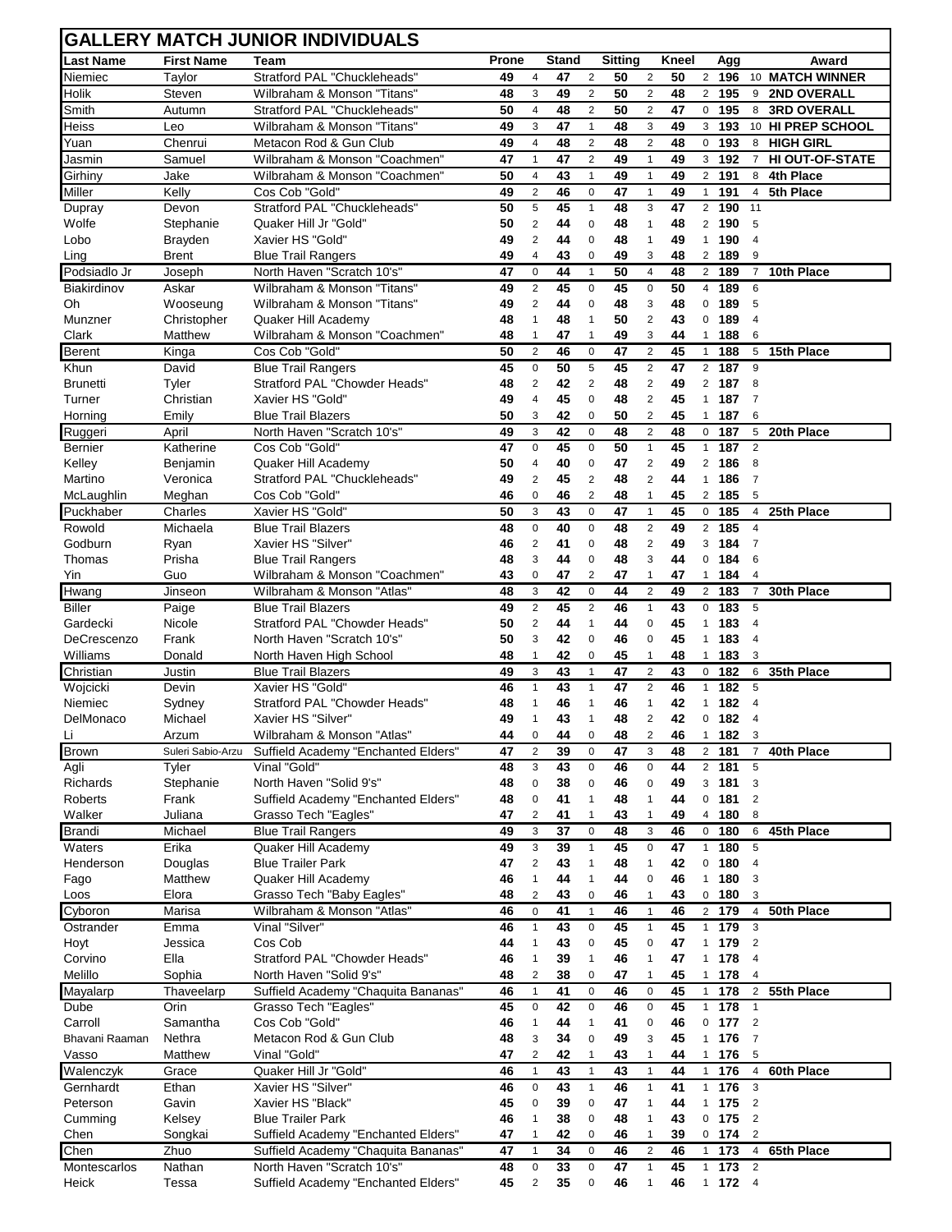# GALLERY MATCH JUNIOR INDIVIDUALS

| Last Name | First Name | Team | Prone | | Stand | | Sitting | | Kneel | | Agg | | Award |
|---|---|---|---|---|---|---|---|---|---|---|---|---|---|
| Niemiec | Taylor | Stratford PAL "Chuckleheads" | 49 | 4 | 47 | 2 | 50 | 2 | 50 | 2 | 196 | 10 | MATCH WINNER |
| Holik | Steven | Wilbraham & Monson "Titans" | 48 | 3 | 49 | 2 | 50 | 2 | 48 | 2 | 195 | 9 | 2ND OVERALL |
| Smith | Autumn | Stratford PAL "Chuckleheads" | 50 | 4 | 48 | 2 | 50 | 2 | 47 | 0 | 195 | 8 | 3RD OVERALL |
| Heiss | Leo | Wilbraham & Monson "Titans" | 49 | 3 | 47 | 1 | 48 | 3 | 49 | 3 | 193 | 10 | HI PREP SCHOOL |
| Yuan | Chenrui | Metacon Rod & Gun Club | 49 | 4 | 48 | 2 | 48 | 2 | 48 | 0 | 193 | 8 | HIGH GIRL |
| Jasmin | Samuel | Wilbraham & Monson "Coachmen" | 47 | 1 | 47 | 2 | 49 | 1 | 49 | 3 | 192 | 7 | HI OUT-OF-STATE |
| Girhiny | Jake | Wilbraham & Monson "Coachmen" | 50 | 4 | 43 | 1 | 49 | 1 | 49 | 2 | 191 | 8 | 4th Place |
| Miller | Kelly | Cos Cob "Gold" | 49 | 2 | 46 | 0 | 47 | 1 | 49 | 1 | 191 | 4 | 5th Place |
| Dupray | Devon | Stratford PAL "Chuckleheads" | 50 | 5 | 45 | 1 | 48 | 3 | 47 | 2 | 190 | 11 | |
| Wolfe | Stephanie | Quaker Hill Jr "Gold" | 50 | 2 | 44 | 0 | 48 | 1 | 48 | 2 | 190 | 5 | |
| Lobo | Brayden | Xavier HS "Gold" | 49 | 2 | 44 | 0 | 48 | 1 | 49 | 1 | 190 | 4 | |
| Ling | Brent | Blue Trail Rangers | 49 | 4 | 43 | 0 | 49 | 3 | 48 | 2 | 189 | 9 | |
| Podsiadlo Jr | Joseph | North Haven "Scratch 10's" | 47 | 0 | 44 | 1 | 50 | 4 | 48 | 2 | 189 | 7 | 10th Place |
| Biakirdinov | Askar | Wilbraham & Monson "Titans" | 49 | 2 | 45 | 0 | 45 | 0 | 50 | 4 | 189 | 6 | |
| Oh | Wooseung | Wilbraham & Monson "Titans" | 49 | 2 | 44 | 0 | 48 | 3 | 48 | 0 | 189 | 5 | |
| Munzner | Christopher | Quaker Hill Academy | 48 | 1 | 48 | 1 | 50 | 2 | 43 | 0 | 189 | 4 | |
| Clark | Matthew | Wilbraham & Monson "Coachmen" | 48 | 1 | 47 | 1 | 49 | 3 | 44 | 1 | 188 | 6 | |
| Berent | Kinga | Cos Cob "Gold" | 50 | 2 | 46 | 0 | 47 | 2 | 45 | 1 | 188 | 5 | 15th Place |
| Khun | David | Blue Trail Rangers | 45 | 0 | 50 | 5 | 45 | 2 | 47 | 2 | 187 | 9 | |
| Brunetti | Tyler | Stratford PAL "Chowder Heads" | 48 | 2 | 42 | 2 | 48 | 2 | 49 | 2 | 187 | 8 | |
| Turner | Christian | Xavier HS "Gold" | 49 | 4 | 45 | 0 | 48 | 2 | 45 | 1 | 187 | 7 | |
| Horning | Emily | Blue Trail Blazers | 50 | 3 | 42 | 0 | 50 | 2 | 45 | 1 | 187 | 6 | |
| Ruggeri | April | North Haven "Scratch 10's" | 49 | 3 | 42 | 0 | 48 | 2 | 48 | 0 | 187 | 5 | 20th Place |
| Bernier | Katherine | Cos Cob "Gold" | 47 | 0 | 45 | 0 | 50 | 1 | 45 | 1 | 187 | 2 | |
| Kelley | Benjamin | Quaker Hill Academy | 50 | 4 | 40 | 0 | 47 | 2 | 49 | 2 | 186 | 8 | |
| Martino | Veronica | Stratford PAL "Chuckleheads" | 49 | 2 | 45 | 2 | 48 | 2 | 44 | 1 | 186 | 7 | |
| McLaughlin | Meghan | Cos Cob "Gold" | 46 | 0 | 46 | 2 | 48 | 1 | 45 | 2 | 185 | 5 | |
| Puckhaber | Charles | Xavier HS "Gold" | 50 | 3 | 43 | 0 | 47 | 1 | 45 | 0 | 185 | 4 | 25th Place |
| Rowold | Michaela | Blue Trail Blazers | 48 | 0 | 40 | 0 | 48 | 2 | 49 | 2 | 185 | 4 | |
| Godburn | Ryan | Xavier HS "Silver" | 46 | 2 | 41 | 0 | 48 | 2 | 49 | 3 | 184 | 7 | |
| Thomas | Prisha | Blue Trail Rangers | 48 | 3 | 44 | 0 | 48 | 3 | 44 | 0 | 184 | 6 | |
| Yin | Guo | Wilbraham & Monson "Coachmen" | 43 | 0 | 47 | 2 | 47 | 1 | 47 | 1 | 184 | 4 | |
| Hwang | Jinseon | Wilbraham & Monson "Atlas" | 48 | 3 | 42 | 0 | 44 | 2 | 49 | 2 | 183 | 7 | 30th Place |
| Biller | Paige | Blue Trail Blazers | 49 | 2 | 45 | 2 | 46 | 1 | 43 | 0 | 183 | 5 | |
| Gardecki | Nicole | Stratford PAL "Chowder Heads" | 50 | 2 | 44 | 1 | 44 | 0 | 45 | 1 | 183 | 4 | |
| DeCrescenzo | Frank | North Haven "Scratch 10's" | 50 | 3 | 42 | 0 | 46 | 0 | 45 | 1 | 183 | 4 | |
| Williams | Donald | North Haven High School | 48 | 1 | 42 | 0 | 45 | 1 | 48 | 1 | 183 | 3 | |
| Christian | Justin | Blue Trail Blazers | 49 | 3 | 43 | 1 | 47 | 2 | 43 | 0 | 182 | 6 | 35th Place |
| Wojcicki | Devin | Xavier HS "Gold" | 46 | 1 | 43 | 1 | 47 | 2 | 46 | 1 | 182 | 5 | |
| Niemiec | Sydney | Stratford PAL "Chowder Heads" | 48 | 1 | 46 | 1 | 46 | 1 | 42 | 1 | 182 | 4 | |
| DelMonaco | Michael | Xavier HS "Silver" | 49 | 1 | 43 | 1 | 48 | 2 | 42 | 0 | 182 | 4 | |
| Li | Arzum | Wilbraham & Monson "Atlas" | 44 | 0 | 44 | 0 | 48 | 2 | 46 | 1 | 182 | 3 | |
| Brown | Suleri Sabio-Arzu | Suffield Academy "Enchanted Elders" | 47 | 2 | 39 | 0 | 47 | 3 | 48 | 2 | 181 | 7 | 40th Place |
| Agli | Tyler | Vinal "Gold" | 48 | 3 | 43 | 0 | 46 | 0 | 44 | 2 | 181 | 5 | |
| Richards | Stephanie | North Haven "Solid 9's" | 48 | 0 | 38 | 0 | 46 | 0 | 49 | 3 | 181 | 3 | |
| Roberts | Frank | Suffield Academy "Enchanted Elders" | 48 | 0 | 41 | 1 | 48 | 1 | 44 | 0 | 181 | 2 | |
| Walker | Juliana | Grasso Tech "Eagles" | 47 | 2 | 41 | 1 | 43 | 1 | 49 | 4 | 180 | 8 | |
| Brandi | Michael | Blue Trail Rangers | 49 | 3 | 37 | 0 | 48 | 3 | 46 | 0 | 180 | 6 | 45th Place |
| Waters | Erika | Quaker Hill Academy | 49 | 3 | 39 | 1 | 45 | 0 | 47 | 1 | 180 | 5 | |
| Henderson | Douglas | Blue Trailer Park | 47 | 2 | 43 | 1 | 48 | 1 | 42 | 0 | 180 | 4 | |
| Fago | Matthew | Quaker Hill Academy | 46 | 1 | 44 | 1 | 44 | 0 | 46 | 1 | 180 | 3 | |
| Loos | Elora | Grasso Tech "Baby Eagles" | 48 | 2 | 43 | 0 | 46 | 1 | 43 | 0 | 180 | 3 | |
| Cyboron | Marisa | Wilbraham & Monson "Atlas" | 46 | 0 | 41 | 1 | 46 | 1 | 46 | 2 | 179 | 4 | 50th Place |
| Ostrander | Emma | Vinal "Silver" | 46 | 1 | 43 | 0 | 45 | 1 | 45 | 1 | 179 | 3 | |
| Hoyt | Jessica | Cos Cob | 44 | 1 | 43 | 0 | 45 | 0 | 47 | 1 | 179 | 2 | |
| Corvino | Ella | Stratford PAL "Chowder Heads" | 46 | 1 | 39 | 1 | 46 | 1 | 47 | 1 | 178 | 4 | |
| Melillo | Sophia | North Haven "Solid 9's" | 48 | 2 | 38 | 0 | 47 | 1 | 45 | 1 | 178 | 4 | |
| Mayalarp | Thaveelarp | Suffield Academy "Chaquita Bananas" | 46 | 1 | 41 | 0 | 46 | 0 | 45 | 1 | 178 | 2 | 55th Place |
| Dube | Orin | Grasso Tech "Eagles" | 45 | 0 | 42 | 0 | 46 | 0 | 45 | 1 | 178 | 1 | |
| Carroll | Samantha | Cos Cob "Gold" | 46 | 1 | 44 | 1 | 41 | 0 | 46 | 0 | 177 | 2 | |
| Bhavani Raaman | Nethra | Metacon Rod & Gun Club | 48 | 3 | 34 | 0 | 49 | 3 | 45 | 1 | 176 | 7 | |
| Vasso | Matthew | Vinal "Gold" | 47 | 2 | 42 | 1 | 43 | 1 | 44 | 1 | 176 | 5 | |
| Walenczyk | Grace | Quaker Hill Jr "Gold" | 46 | 1 | 43 | 1 | 43 | 1 | 44 | 1 | 176 | 4 | 60th Place |
| Gernhardt | Ethan | Xavier HS "Silver" | 46 | 0 | 43 | 1 | 46 | 1 | 41 | 1 | 176 | 3 | |
| Peterson | Gavin | Xavier HS "Black" | 45 | 0 | 39 | 0 | 47 | 1 | 44 | 1 | 175 | 2 | |
| Cumming | Kelsey | Blue Trailer Park | 46 | 1 | 38 | 0 | 48 | 1 | 43 | 0 | 175 | 2 | |
| Chen | Songkai | Suffield Academy "Enchanted Elders" | 47 | 1 | 42 | 0 | 46 | 1 | 39 | 0 | 174 | 2 | |
| Chen | Zhuo | Suffield Academy "Chaquita Bananas" | 47 | 1 | 34 | 0 | 46 | 2 | 46 | 1 | 173 | 4 | 65th Place |
| Montescarlos | Nathan | North Haven "Scratch 10's" | 48 | 0 | 33 | 0 | 47 | 1 | 45 | 1 | 173 | 2 | |
| Heick | Tessa | Suffield Academy "Enchanted Elders" | 45 | 2 | 35 | 0 | 46 | 1 | 46 | 1 | 172 | 4 | |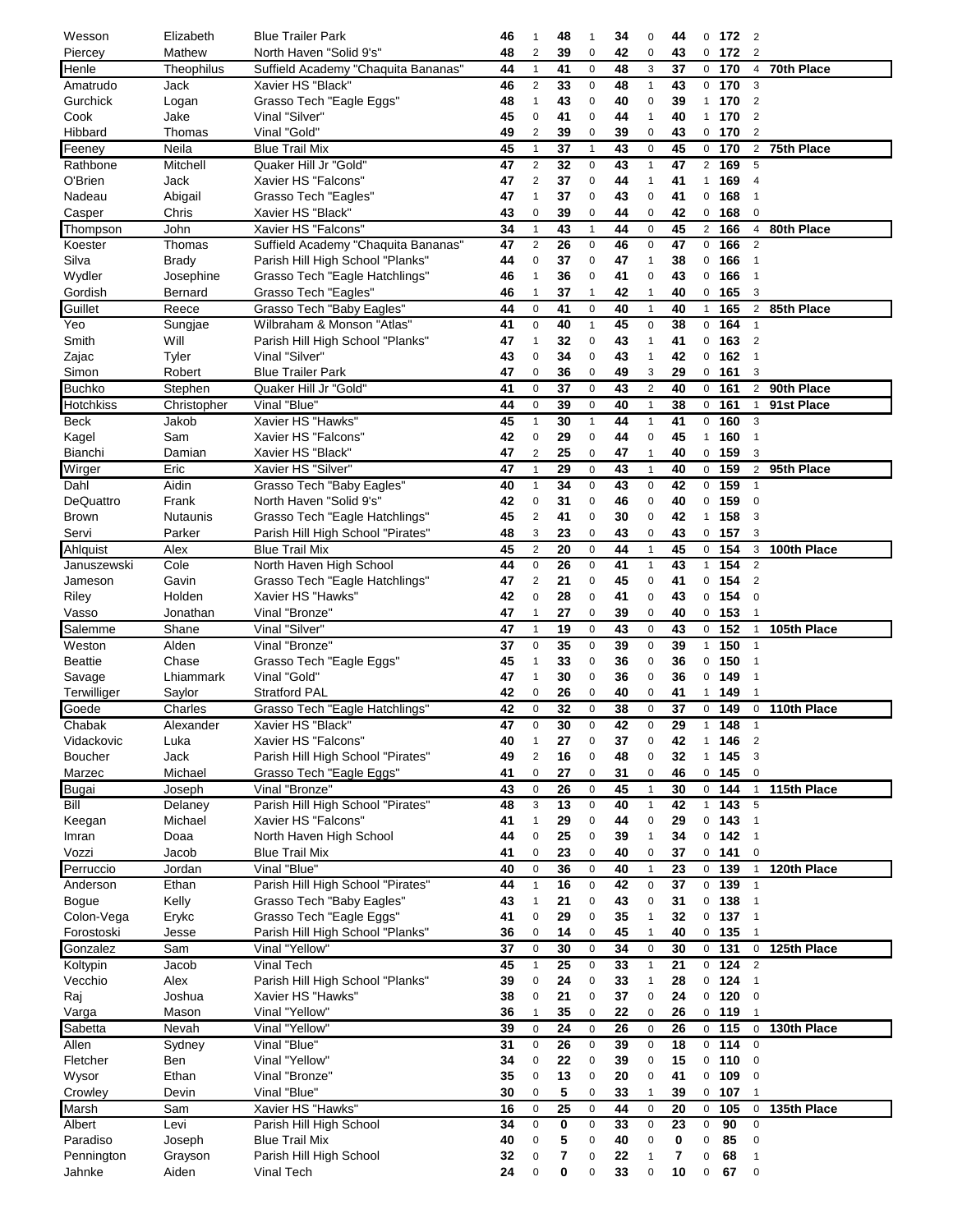| | | | | | | | | | | | | | |
|---|---|---|---|---|---|---|---|---|---|---|---|---|---|
| Wesson | Elizabeth | Blue Trailer Park | 46 | 1 | 48 | 1 | 34 | 0 | 44 | 0 | 172 | 2 | |
| Piercey | Mathew | North Haven "Solid 9's" | 48 | 2 | 39 | 0 | 42 | 0 | 43 | 0 | 172 | 2 | |
| Henle | Theophilus | Suffield Academy "Chaquita Bananas" | 44 | 1 | 41 | 0 | 48 | 3 | 37 | 0 | 170 | 4 | 70th Place |
| Amatrudo | Jack | Xavier HS "Black" | 46 | 2 | 33 | 0 | 48 | 1 | 43 | 0 | 170 | 3 | |
| Gurchick | Logan | Grasso Tech "Eagle Eggs" | 48 | 1 | 43 | 0 | 40 | 0 | 39 | 1 | 170 | 2 | |
| Cook | Jake | Vinal "Silver" | 45 | 0 | 41 | 0 | 44 | 1 | 40 | 1 | 170 | 2 | |
| Hibbard | Thomas | Vinal "Gold" | 49 | 2 | 39 | 0 | 39 | 0 | 43 | 0 | 170 | 2 | |
| Feeney | Neila | Blue Trail Mix | 45 | 1 | 37 | 1 | 43 | 0 | 45 | 0 | 170 | 2 | 75th Place |
| Rathbone | Mitchell | Quaker Hill Jr "Gold" | 47 | 2 | 32 | 0 | 43 | 1 | 47 | 2 | 169 | 5 | |
| O'Brien | Jack | Xavier HS "Falcons" | 47 | 2 | 37 | 0 | 44 | 1 | 41 | 1 | 169 | 4 | |
| Nadeau | Abigail | Grasso Tech "Eagles" | 47 | 1 | 37 | 0 | 43 | 0 | 41 | 0 | 168 | 1 | |
| Casper | Chris | Xavier HS "Black" | 43 | 0 | 39 | 0 | 44 | 0 | 42 | 0 | 168 | 0 | |
| Thompson | John | Xavier HS "Falcons" | 34 | 1 | 43 | 1 | 44 | 0 | 45 | 2 | 166 | 4 | 80th Place |
| Koester | Thomas | Suffield Academy "Chaquita Bananas" | 47 | 2 | 26 | 0 | 46 | 0 | 47 | 0 | 166 | 2 | |
| Silva | Brady | Parish Hill High School "Planks" | 44 | 0 | 37 | 0 | 47 | 1 | 38 | 0 | 166 | 1 | |
| Wydler | Josephine | Grasso Tech "Eagle Hatchlings" | 46 | 1 | 36 | 0 | 41 | 0 | 43 | 0 | 166 | 1 | |
| Gordish | Bernard | Grasso Tech "Eagles" | 46 | 1 | 37 | 1 | 42 | 1 | 40 | 0 | 165 | 3 | |
| Guillet | Reece | Grasso Tech "Baby Eagles" | 44 | 0 | 41 | 0 | 40 | 1 | 40 | 1 | 165 | 2 | 85th Place |
| Yeo | Sungjae | Wilbraham & Monson "Atlas" | 41 | 0 | 40 | 1 | 45 | 0 | 38 | 0 | 164 | 1 | |
| Smith | Will | Parish Hill High School "Planks" | 47 | 1 | 32 | 0 | 43 | 1 | 41 | 0 | 163 | 2 | |
| Zajac | Tyler | Vinal "Silver" | 43 | 0 | 34 | 0 | 43 | 1 | 42 | 0 | 162 | 1 | |
| Simon | Robert | Blue Trailer Park | 47 | 0 | 36 | 0 | 49 | 3 | 29 | 0 | 161 | 3 | |
| Buchko | Stephen | Quaker Hill Jr "Gold" | 41 | 0 | 37 | 0 | 43 | 2 | 40 | 0 | 161 | 2 | 90th Place |
| Hotchkiss | Christopher | Vinal "Blue" | 44 | 0 | 39 | 0 | 40 | 1 | 38 | 0 | 161 | 1 | 91st Place |
| Beck | Jakob | Xavier HS "Hawks" | 45 | 1 | 30 | 1 | 44 | 1 | 41 | 0 | 160 | 3 | |
| Kagel | Sam | Xavier HS "Falcons" | 42 | 0 | 29 | 0 | 44 | 0 | 45 | 1 | 160 | 1 | |
| Bianchi | Damian | Xavier HS "Black" | 47 | 2 | 25 | 0 | 47 | 1 | 40 | 0 | 159 | 3 | |
| Wirger | Eric | Xavier HS "Silver" | 47 | 1 | 29 | 0 | 43 | 1 | 40 | 0 | 159 | 2 | 95th Place |
| Dahl | Aidin | Grasso Tech "Baby Eagles" | 40 | 1 | 34 | 0 | 43 | 0 | 42 | 0 | 159 | 1 | |
| DeQuattro | Frank | North Haven "Solid 9's" | 42 | 0 | 31 | 0 | 46 | 0 | 40 | 0 | 159 | 0 | |
| Brown | Nutaunis | Grasso Tech "Eagle Hatchlings" | 45 | 2 | 41 | 0 | 30 | 0 | 42 | 1 | 158 | 3 | |
| Servi | Parker | Parish Hill High School "Pirates" | 48 | 3 | 23 | 0 | 43 | 0 | 43 | 0 | 157 | 3 | |
| Ahlquist | Alex | Blue Trail Mix | 45 | 2 | 20 | 0 | 44 | 1 | 45 | 0 | 154 | 3 | 100th Place |
| Januszewski | Cole | North Haven High School | 44 | 0 | 26 | 0 | 41 | 1 | 43 | 1 | 154 | 2 | |
| Jameson | Gavin | Grasso Tech "Eagle Hatchlings" | 47 | 2 | 21 | 0 | 45 | 0 | 41 | 0 | 154 | 2 | |
| Riley | Holden | Xavier HS "Hawks" | 42 | 0 | 28 | 0 | 41 | 0 | 43 | 0 | 154 | 0 | |
| Vasso | Jonathan | Vinal "Bronze" | 47 | 1 | 27 | 0 | 39 | 0 | 40 | 0 | 153 | 1 | |
| Salemme | Shane | Vinal "Silver" | 47 | 1 | 19 | 0 | 43 | 0 | 43 | 0 | 152 | 1 | 105th Place |
| Weston | Alden | Vinal "Bronze" | 37 | 0 | 35 | 0 | 39 | 0 | 39 | 1 | 150 | 1 | |
| Beattie | Chase | Grasso Tech "Eagle Eggs" | 45 | 1 | 33 | 0 | 36 | 0 | 36 | 0 | 150 | 1 | |
| Savage | Lhiammark | Vinal "Gold" | 47 | 1 | 30 | 0 | 36 | 0 | 36 | 0 | 149 | 1 | |
| Terwilliger | Saylor | Stratford PAL | 42 | 0 | 26 | 0 | 40 | 0 | 41 | 1 | 149 | 1 | |
| Goede | Charles | Grasso Tech "Eagle Hatchlings" | 42 | 0 | 32 | 0 | 38 | 0 | 37 | 0 | 149 | 0 | 110th Place |
| Chabak | Alexander | Xavier HS "Black" | 47 | 0 | 30 | 0 | 42 | 0 | 29 | 1 | 148 | 1 | |
| Vidackovic | Luka | Xavier HS "Falcons" | 40 | 1 | 27 | 0 | 37 | 0 | 42 | 1 | 146 | 2 | |
| Boucher | Jack | Parish Hill High School "Pirates" | 49 | 2 | 16 | 0 | 48 | 0 | 32 | 1 | 145 | 3 | |
| Marzec | Michael | Grasso Tech "Eagle Eggs" | 41 | 0 | 27 | 0 | 31 | 0 | 46 | 0 | 145 | 0 | |
| Bugai | Joseph | Vinal "Bronze" | 43 | 0 | 26 | 0 | 45 | 1 | 30 | 0 | 144 | 1 | 115th Place |
| Bill | Delaney | Parish Hill High School "Pirates" | 48 | 3 | 13 | 0 | 40 | 1 | 42 | 1 | 143 | 5 | |
| Keegan | Michael | Xavier HS "Falcons" | 41 | 1 | 29 | 0 | 44 | 0 | 29 | 0 | 143 | 1 | |
| Imran | Doaa | North Haven High School | 44 | 0 | 25 | 0 | 39 | 1 | 34 | 0 | 142 | 1 | |
| Vozzi | Jacob | Blue Trail Mix | 41 | 0 | 23 | 0 | 40 | 0 | 37 | 0 | 141 | 0 | |
| Perruccio | Jordan | Vinal "Blue" | 40 | 0 | 36 | 0 | 40 | 1 | 23 | 0 | 139 | 1 | 120th Place |
| Anderson | Ethan | Parish Hill High School "Pirates" | 44 | 1 | 16 | 0 | 42 | 0 | 37 | 0 | 139 | 1 | |
| Bogue | Kelly | Grasso Tech "Baby Eagles" | 43 | 1 | 21 | 0 | 43 | 0 | 31 | 0 | 138 | 1 | |
| Colon-Vega | Erykc | Grasso Tech "Eagle Eggs" | 41 | 0 | 29 | 0 | 35 | 1 | 32 | 0 | 137 | 1 | |
| Forostoski | Jesse | Parish Hill High School "Planks" | 36 | 0 | 14 | 0 | 45 | 1 | 40 | 0 | 135 | 1 | |
| Gonzalez | Sam | Vinal "Yellow" | 37 | 0 | 30 | 0 | 34 | 0 | 30 | 0 | 131 | 0 | 125th Place |
| Koltypin | Jacob | Vinal Tech | 45 | 1 | 25 | 0 | 33 | 1 | 21 | 0 | 124 | 2 | |
| Vecchio | Alex | Parish Hill High School "Planks" | 39 | 0 | 24 | 0 | 33 | 1 | 28 | 0 | 124 | 1 | |
| Raj | Joshua | Xavier HS "Hawks" | 38 | 0 | 21 | 0 | 37 | 0 | 24 | 0 | 120 | 0 | |
| Varga | Mason | Vinal "Yellow" | 36 | 1 | 35 | 0 | 22 | 0 | 26 | 0 | 119 | 1 | |
| Sabetta | Nevah | Vinal "Yellow" | 39 | 0 | 24 | 0 | 26 | 0 | 26 | 0 | 115 | 0 | 130th Place |
| Allen | Sydney | Vinal "Blue" | 31 | 0 | 26 | 0 | 39 | 0 | 18 | 0 | 114 | 0 | |
| Fletcher | Ben | Vinal "Yellow" | 34 | 0 | 22 | 0 | 39 | 0 | 15 | 0 | 110 | 0 | |
| Wysor | Ethan | Vinal "Bronze" | 35 | 0 | 13 | 0 | 20 | 0 | 41 | 0 | 109 | 0 | |
| Crowley | Devin | Vinal "Blue" | 30 | 0 | 5 | 0 | 33 | 1 | 39 | 0 | 107 | 1 | |
| Marsh | Sam | Xavier HS "Hawks" | 16 | 0 | 25 | 0 | 44 | 0 | 20 | 0 | 105 | 0 | 135th Place |
| Albert | Levi | Parish Hill High School | 34 | 0 | 0 | 0 | 33 | 0 | 23 | 0 | 90 | 0 | |
| Paradiso | Joseph | Blue Trail Mix | 40 | 0 | 5 | 0 | 40 | 0 | 0 | 0 | 85 | 0 | |
| Pennington | Grayson | Parish Hill High School | 32 | 0 | 7 | 0 | 22 | 1 | 7 | 0 | 68 | 1 | |
| Jahnke | Aiden | Vinal Tech | 24 | 0 | 0 | 0 | 33 | 0 | 10 | 0 | 67 | 0 | |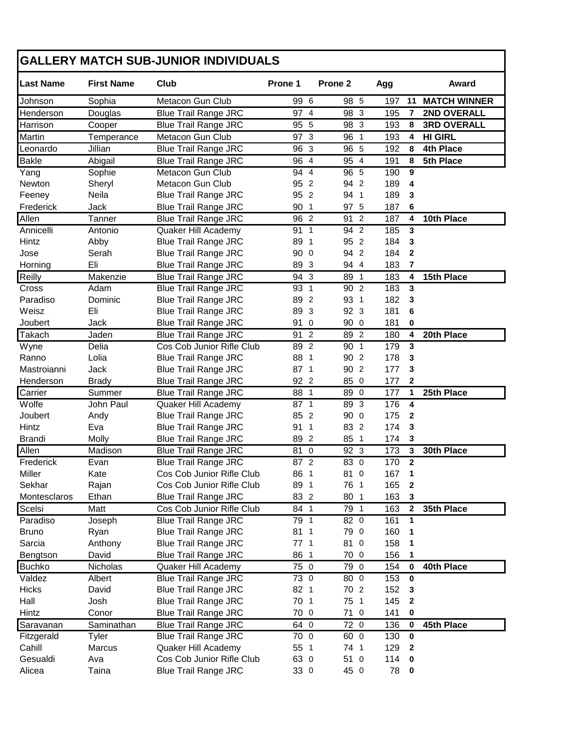## GALLERY MATCH SUB-JUNIOR INDIVIDUALS

| Last Name | First Name | Club | Prone 1 | | Prone 2 | | Agg | | Award |
|---|---|---|---|---|---|---|---|---|---|
| Johnson | Sophia | Metacon Gun Club | 99 | 6 | 98 | 5 | 197 | 11 | MATCH WINNER |
| Henderson | Douglas | Blue Trail Range JRC | 97 | 4 | 98 | 3 | 195 | 7 | 2ND OVERALL |
| Harrison | Cooper | Blue Trail Range JRC | 95 | 5 | 98 | 3 | 193 | 8 | 3RD OVERALL |
| Martin | Temperance | Metacon Gun Club | 97 | 3 | 96 | 1 | 193 | 4 | HI GIRL |
| Leonardo | Jillian | Blue Trail Range JRC | 96 | 3 | 96 | 5 | 192 | 8 | 4th Place |
| Bakle | Abigail | Blue Trail Range JRC | 96 | 4 | 95 | 4 | 191 | 8 | 5th Place |
| Yang | Sophie | Metacon Gun Club | 94 | 4 | 96 | 5 | 190 | 9 | |
| Newton | Sheryl | Metacon Gun Club | 95 | 2 | 94 | 2 | 189 | 4 | |
| Feeney | Neila | Blue Trail Range JRC | 95 | 2 | 94 | 1 | 189 | 3 | |
| Frederick | Jack | Blue Trail Range JRC | 90 | 1 | 97 | 5 | 187 | 6 | |
| Allen | Tanner | Blue Trail Range JRC | 96 | 2 | 91 | 2 | 187 | 4 | 10th Place |
| Annicelli | Antonio | Quaker Hill Academy | 91 | 1 | 94 | 2 | 185 | 3 | |
| Hintz | Abby | Blue Trail Range JRC | 89 | 1 | 95 | 2 | 184 | 3 | |
| Jose | Serah | Blue Trail Range JRC | 90 | 0 | 94 | 2 | 184 | 2 | |
| Horning | Eli | Blue Trail Range JRC | 89 | 3 | 94 | 4 | 183 | 7 | |
| Reilly | Makenzie | Blue Trail Range JRC | 94 | 3 | 89 | 1 | 183 | 4 | 15th Place |
| Cross | Adam | Blue Trail Range JRC | 93 | 1 | 90 | 2 | 183 | 3 | |
| Paradiso | Dominic | Blue Trail Range JRC | 89 | 2 | 93 | 1 | 182 | 3 | |
| Weisz | Eli | Blue Trail Range JRC | 89 | 3 | 92 | 3 | 181 | 6 | |
| Joubert | Jack | Blue Trail Range JRC | 91 | 0 | 90 | 0 | 181 | 0 | |
| Takach | Jaden | Blue Trail Range JRC | 91 | 2 | 89 | 2 | 180 | 4 | 20th Place |
| Wyne | Delia | Cos Cob Junior Rifle Club | 89 | 2 | 90 | 1 | 179 | 3 | |
| Ranno | Lolia | Blue Trail Range JRC | 88 | 1 | 90 | 2 | 178 | 3 | |
| Mastroianni | Jack | Blue Trail Range JRC | 87 | 1 | 90 | 2 | 177 | 3 | |
| Henderson | Brady | Blue Trail Range JRC | 92 | 2 | 85 | 0 | 177 | 2 | |
| Carrier | Summer | Blue Trail Range JRC | 88 | 1 | 89 | 0 | 177 | 1 | 25th Place |
| Wolfe | John Paul | Quaker Hill Academy | 87 | 1 | 89 | 3 | 176 | 4 | |
| Joubert | Andy | Blue Trail Range JRC | 85 | 2 | 90 | 0 | 175 | 2 | |
| Hintz | Eva | Blue Trail Range JRC | 91 | 1 | 83 | 2 | 174 | 3 | |
| Brandi | Molly | Blue Trail Range JRC | 89 | 2 | 85 | 1 | 174 | 3 | |
| Allen | Madison | Blue Trail Range JRC | 81 | 0 | 92 | 3 | 173 | 3 | 30th Place |
| Frederick | Evan | Blue Trail Range JRC | 87 | 2 | 83 | 0 | 170 | 2 | |
| Miller | Kate | Cos Cob Junior Rifle Club | 86 | 1 | 81 | 0 | 167 | 1 | |
| Sekhar | Rajan | Cos Cob Junior Rifle Club | 89 | 1 | 76 | 1 | 165 | 2 | |
| Montesclaros | Ethan | Blue Trail Range JRC | 83 | 2 | 80 | 1 | 163 | 3 | |
| Scelsi | Matt | Cos Cob Junior Rifle Club | 84 | 1 | 79 | 1 | 163 | 2 | 35th Place |
| Paradiso | Joseph | Blue Trail Range JRC | 79 | 1 | 82 | 0 | 161 | 1 | |
| Bruno | Ryan | Blue Trail Range JRC | 81 | 1 | 79 | 0 | 160 | 1 | |
| Sarcia | Anthony | Blue Trail Range JRC | 77 | 1 | 81 | 0 | 158 | 1 | |
| Bengtson | David | Blue Trail Range JRC | 86 | 1 | 70 | 0 | 156 | 1 | |
| Buchko | Nicholas | Quaker Hill Academy | 75 | 0 | 79 | 0 | 154 | 0 | 40th Place |
| Valdez | Albert | Blue Trail Range JRC | 73 | 0 | 80 | 0 | 153 | 0 | |
| Hicks | David | Blue Trail Range JRC | 82 | 1 | 70 | 2 | 152 | 3 | |
| Hall | Josh | Blue Trail Range JRC | 70 | 1 | 75 | 1 | 145 | 2 | |
| Hintz | Conor | Blue Trail Range JRC | 70 | 0 | 71 | 0 | 141 | 0 | |
| Saravanan | Saminathan | Blue Trail Range JRC | 64 | 0 | 72 | 0 | 136 | 0 | 45th Place |
| Fitzgerald | Tyler | Blue Trail Range JRC | 70 | 0 | 60 | 0 | 130 | 0 | |
| Cahill | Marcus | Quaker Hill Academy | 55 | 1 | 74 | 1 | 129 | 2 | |
| Gesualdi | Ava | Cos Cob Junior Rifle Club | 63 | 0 | 51 | 0 | 114 | 0 | |
| Alicea | Taina | Blue Trail Range JRC | 33 | 0 | 45 | 0 | 78 | 0 | |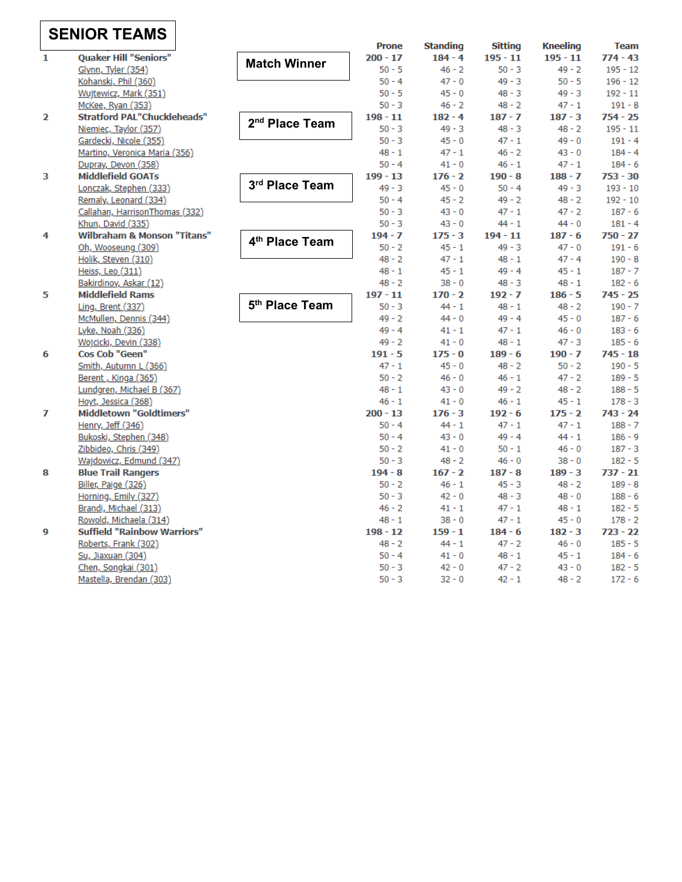# SENIOR TEAMS

| # | Team / Shooter | Place | Prone | Standing | Sitting | Kneeling | Team |
|---|---|---|---|---|---|---|---|
| 1 | **Quaker Hill "Seniors"** | Match Winner | **200 - 17** | **184 - 4** | **195 - 11** | **195 - 11** | **774 - 43** |
| | Glynn, Tyler (354) | | 50 - 5 | 46 - 2 | 50 - 3 | 49 - 2 | 195 - 12 |
| | Kohanski, Phil (360) | | 50 - 4 | 47 - 0 | 49 - 3 | 50 - 5 | 196 - 12 |
| | Wujtewicz, Mark (351) | | 50 - 5 | 45 - 0 | 48 - 3 | 49 - 3 | 192 - 11 |
| | McKee, Ryan (353) | | 50 - 3 | 46 - 2 | 48 - 2 | 47 - 1 | 191 - 8 |
| 2 | **Stratford PAL"Chuckleheads"** | 2nd Place Team | **198 - 11** | **182 - 4** | **187 - 7** | **187 - 3** | **754 - 25** |
| | Niemiec, Taylor (357) | | 50 - 3 | 49 - 3 | 48 - 3 | 48 - 2 | 195 - 11 |
| | Gardecki, Nicole (355) | | 50 - 3 | 45 - 0 | 47 - 1 | 49 - 0 | 191 - 4 |
| | Martino, Veronica Maria (356) | | 48 - 1 | 47 - 1 | 46 - 2 | 43 - 0 | 184 - 4 |
| | Dupray, Devon (358) | | 50 - 4 | 41 - 0 | 46 - 1 | 47 - 1 | 184 - 6 |
| 3 | **Middlefield GOATs** | 3rd Place Team | **199 - 13** | **176 - 2** | **190 - 8** | **188 - 7** | **753 - 30** |
| | Lonczak, Stephen (333) | | 49 - 3 | 45 - 0 | 50 - 4 | 49 - 3 | 193 - 10 |
| | Remaly, Leonard (334) | | 50 - 4 | 45 - 2 | 49 - 2 | 48 - 2 | 192 - 10 |
| | Callahan, HarrisonThomas (332) | | 50 - 3 | 43 - 0 | 47 - 1 | 47 - 2 | 187 - 6 |
| | Khun, David (335) | | 50 - 3 | 43 - 0 | 44 - 1 | 44 - 0 | 181 - 4 |
| 4 | **Wilbraham & Monson "Titans"** | 4th Place Team | **194 - 7** | **175 - 3** | **194 - 11** | **187 - 6** | **750 - 27** |
| | Oh, Wooseung (309) | | 50 - 2 | 45 - 1 | 49 - 3 | 47 - 0 | 191 - 6 |
| | Holik, Steven (310) | | 48 - 2 | 47 - 1 | 48 - 1 | 47 - 4 | 190 - 8 |
| | Heiss, Leo (311) | | 48 - 1 | 45 - 1 | 49 - 4 | 45 - 1 | 187 - 7 |
| | Bakirdinov, Askar (12) | | 48 - 2 | 38 - 0 | 48 - 3 | 48 - 1 | 182 - 6 |
| 5 | **Middlefield Rams** | 5th Place Team | **197 - 11** | **170 - 2** | **192 - 7** | **186 - 5** | **745 - 25** |
| | Ling, Brent (337) | | 50 - 3 | 44 - 1 | 48 - 1 | 48 - 2 | 190 - 7 |
| | McMullen, Dennis (344) | | 49 - 2 | 44 - 0 | 49 - 4 | 45 - 0 | 187 - 6 |
| | Lyke, Noah (336) | | 49 - 4 | 41 - 1 | 47 - 1 | 46 - 0 | 183 - 6 |
| | Wojcicki, Devin (338) | | 49 - 2 | 41 - 0 | 48 - 1 | 47 - 3 | 185 - 6 |
| 6 | **Cos Cob "Geen"** | | **191 - 5** | **175 - 0** | **189 - 6** | **190 - 7** | **745 - 18** |
| | Smith, Autumn L (366) | | 47 - 1 | 45 - 0 | 48 - 2 | 50 - 2 | 190 - 5 |
| | Berent , Kinga (365) | | 50 - 2 | 46 - 0 | 46 - 1 | 47 - 2 | 189 - 5 |
| | Lundgren, Michael B (367) | | 48 - 1 | 43 - 0 | 49 - 2 | 48 - 2 | 188 - 5 |
| | Hoyt, Jessica (368) | | 46 - 1 | 41 - 0 | 46 - 1 | 45 - 1 | 178 - 3 |
| 7 | **Middletown "Goldtimers"** | | **200 - 13** | **176 - 3** | **192 - 6** | **175 - 2** | **743 - 24** |
| | Henry, Jeff (346) | | 50 - 4 | 44 - 1 | 47 - 1 | 47 - 1 | 188 - 7 |
| | Bukoski, Stephen (348) | | 50 - 4 | 43 - 0 | 49 - 4 | 44 - 1 | 186 - 9 |
| | Zibbideo, Chris (349) | | 50 - 2 | 41 - 0 | 50 - 1 | 46 - 0 | 187 - 3 |
| | Wajdowicz, Edmund (347) | | 50 - 3 | 48 - 2 | 46 - 0 | 38 - 0 | 182 - 5 |
| 8 | **Blue Trail Rangers** | | **194 - 8** | **167 - 2** | **187 - 8** | **189 - 3** | **737 - 21** |
| | Biller, Paige (326) | | 50 - 2 | 46 - 1 | 45 - 3 | 48 - 2 | 189 - 8 |
| | Horning, Emily (327) | | 50 - 3 | 42 - 0 | 48 - 3 | 48 - 0 | 188 - 6 |
| | Brandi, Michael (313) | | 46 - 2 | 41 - 1 | 47 - 1 | 48 - 1 | 182 - 5 |
| | Rowold, Michaela (314) | | 48 - 1 | 38 - 0 | 47 - 1 | 45 - 0 | 178 - 2 |
| 9 | **Suffield "Rainbow Warriors"** | | **198 - 12** | **159 - 1** | **184 - 6** | **182 - 3** | **723 - 22** |
| | Roberts, Frank (302) | | 48 - 2 | 44 - 1 | 47 - 2 | 46 - 0 | 185 - 5 |
| | Su, Jiaxuan (304) | | 50 - 4 | 41 - 0 | 48 - 1 | 45 - 1 | 184 - 6 |
| | Chen, Songkai (301) | | 50 - 3 | 42 - 0 | 47 - 2 | 43 - 0 | 182 - 5 |
| | Mastella, Brendan (303) | | 50 - 3 | 32 - 0 | 42 - 1 | 48 - 2 | 172 - 6 |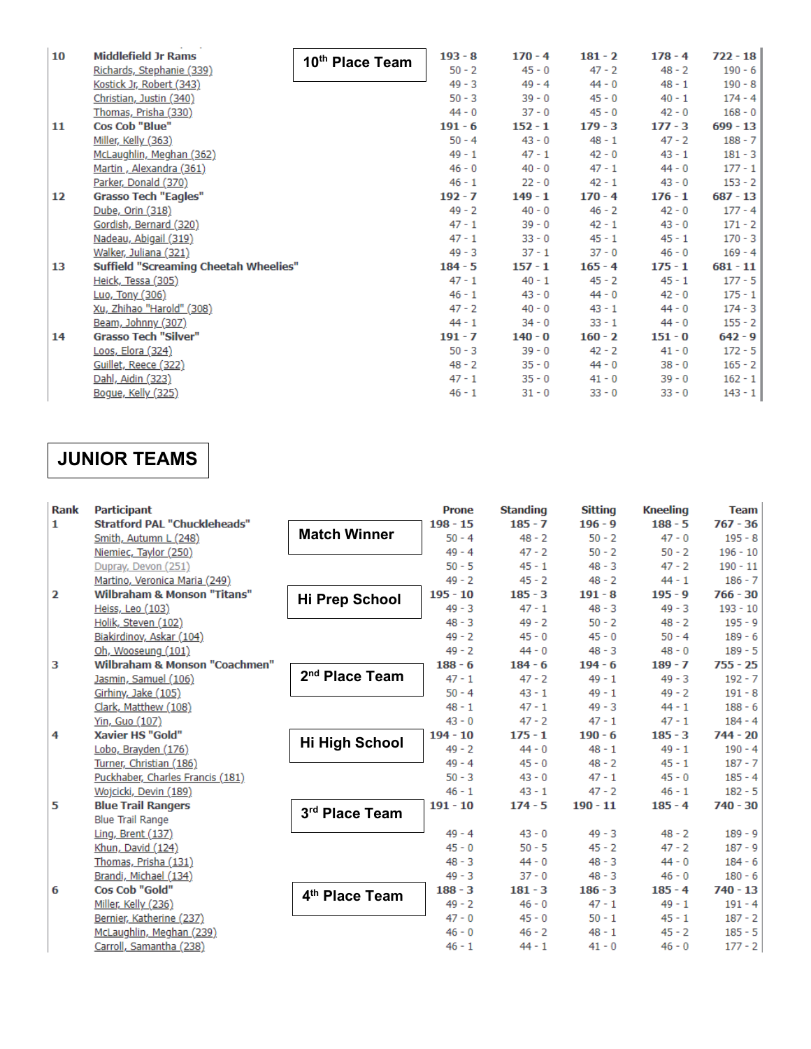| | | | Prone | Standing | Sitting | Kneeling | Team |
|---|---|---|---|---|---|---|---|
| 10 | **Middlefield Jr Rams** | **10th Place Team** | **193 - 8** | **170 - 4** | **181 - 2** | **178 - 4** | **722 - 18** |
| | Richards, Stephanie (339) | | 50 - 2 | 45 - 0 | 47 - 2 | 48 - 2 | 190 - 6 |
| | Kostick Jr, Robert (343) | | 49 - 3 | 49 - 4 | 44 - 0 | 48 - 1 | 190 - 8 |
| | Christian, Justin (340) | | 50 - 3 | 39 - 0 | 45 - 0 | 40 - 1 | 174 - 4 |
| | Thomas, Prisha (330) | | 44 - 0 | 37 - 0 | 45 - 0 | 42 - 0 | 168 - 0 |
| 11 | **Cos Cob "Blue"** | | **191 - 6** | **152 - 1** | **179 - 3** | **177 - 3** | **699 - 13** |
| | Miller, Kelly (363) | | 50 - 4 | 43 - 0 | 48 - 1 | 47 - 2 | 188 - 7 |
| | McLaughlin, Meghan (362) | | 49 - 1 | 47 - 1 | 42 - 0 | 43 - 1 | 181 - 3 |
| | Martin , Alexandra (361) | | 46 - 0 | 40 - 0 | 47 - 1 | 44 - 0 | 177 - 1 |
| | Parker, Donald (370) | | 46 - 1 | 22 - 0 | 42 - 1 | 43 - 0 | 153 - 2 |
| 12 | **Grasso Tech "Eagles"** | | **192 - 7** | **149 - 1** | **170 - 4** | **176 - 1** | **687 - 13** |
| | Dube, Orin (318) | | 49 - 2 | 40 - 0 | 46 - 2 | 42 - 0 | 177 - 4 |
| | Gordish, Bernard (320) | | 47 - 1 | 39 - 0 | 42 - 1 | 43 - 0 | 171 - 2 |
| | Nadeau, Abigail (319) | | 47 - 1 | 33 - 0 | 45 - 1 | 45 - 1 | 170 - 3 |
| | Walker, Juliana (321) | | 49 - 3 | 37 - 1 | 37 - 0 | 46 - 0 | 169 - 4 |
| 13 | **Suffield "Screaming Cheetah Wheelies"** | | **184 - 5** | **157 - 1** | **165 - 4** | **175 - 1** | **681 - 11** |
| | Heick, Tessa (305) | | 47 - 1 | 40 - 1 | 45 - 2 | 45 - 1 | 177 - 5 |
| | Luo, Tony (306) | | 46 - 1 | 43 - 0 | 44 - 0 | 42 - 0 | 175 - 1 |
| | Xu, Zhihao "Harold" (308) | | 47 - 2 | 40 - 0 | 43 - 1 | 44 - 0 | 174 - 3 |
| | Beam, Johnny (307) | | 44 - 1 | 34 - 0 | 33 - 1 | 44 - 0 | 155 - 2 |
| 14 | **Grasso Tech "Silver"** | | **191 - 7** | **140 - 0** | **160 - 2** | **151 - 0** | **642 - 9** |
| | Loos, Elora (324) | | 50 - 3 | 39 - 0 | 42 - 2 | 41 - 0 | 172 - 5 |
| | Guillet, Reece (322) | | 48 - 2 | 35 - 0 | 44 - 0 | 38 - 0 | 165 - 2 |
| | Dahl, Aidin (323) | | 47 - 1 | 35 - 0 | 41 - 0 | 39 - 0 | 162 - 1 |
| | Bogue, Kelly (325) | | 46 - 1 | 31 - 0 | 33 - 0 | 33 - 0 | 143 - 1 |

# JUNIOR TEAMS

| Rank | Participant | | Prone | Standing | Sitting | Kneeling | Team |
|---|---|---|---|---|---|---|---|
| 1 | **Stratford PAL "Chuckleheads"** | **Match Winner** | **198 - 15** | **185 - 7** | **196 - 9** | **188 - 5** | **767 - 36** |
| | Smith, Autumn L (248) | | 50 - 4 | 48 - 2 | 50 - 2 | 47 - 0 | 195 - 8 |
| | Niemiec, Taylor (250) | | 49 - 4 | 47 - 2 | 50 - 2 | 50 - 2 | 196 - 10 |
| | Dupray, Devon (251) | | 50 - 5 | 45 - 1 | 48 - 3 | 47 - 2 | 190 - 11 |
| | Martino, Veronica Maria (249) | | 49 - 2 | 45 - 2 | 48 - 2 | 44 - 1 | 186 - 7 |
| 2 | **Wilbraham & Monson "Titans"** | **Hi Prep School** | **195 - 10** | **185 - 3** | **191 - 8** | **195 - 9** | **766 - 30** |
| | Heiss, Leo (103) | | 49 - 3 | 47 - 1 | 48 - 3 | 49 - 3 | 193 - 10 |
| | Holik, Steven (102) | | 48 - 3 | 49 - 2 | 50 - 2 | 48 - 2 | 195 - 9 |
| | Biakirdinov, Askar (104) | | 49 - 2 | 45 - 0 | 45 - 0 | 50 - 4 | 189 - 6 |
| | Oh, Wooseung (101) | | 49 - 2 | 44 - 0 | 48 - 3 | 48 - 0 | 189 - 5 |
| 3 | **Wilbraham & Monson "Coachmen"** | **2nd Place Team** | **188 - 6** | **184 - 6** | **194 - 6** | **189 - 7** | **755 - 25** |
| | Jasmin, Samuel (106) | | 47 - 1 | 47 - 2 | 49 - 1 | 49 - 3 | 192 - 7 |
| | Girhiny, Jake (105) | | 50 - 4 | 43 - 1 | 49 - 1 | 49 - 2 | 191 - 8 |
| | Clark, Matthew (108) | | 48 - 1 | 47 - 1 | 49 - 3 | 44 - 1 | 188 - 6 |
| | Yin, Guo (107) | | 43 - 0 | 47 - 2 | 47 - 1 | 47 - 1 | 184 - 4 |
| 4 | **Xavier HS "Gold"** | **Hi High School** | **194 - 10** | **175 - 1** | **190 - 6** | **185 - 3** | **744 - 20** |
| | Lobo, Brayden (176) | | 49 - 2 | 44 - 0 | 48 - 1 | 49 - 1 | 190 - 4 |
| | Turner, Christian (186) | | 49 - 4 | 45 - 0 | 48 - 2 | 45 - 1 | 187 - 7 |
| | Puckhaber, Charles Francis (181) | | 50 - 3 | 43 - 0 | 47 - 1 | 45 - 0 | 185 - 4 |
| | Wojcicki, Devin (189) | | 46 - 1 | 43 - 1 | 47 - 2 | 46 - 1 | 182 - 5 |
| 5 | **Blue Trail Rangers** | **3rd Place Team** | **191 - 10** | **174 - 5** | **190 - 11** | **185 - 4** | **740 - 30** |
| | Blue Trail Range | | | | | | |
| | Ling, Brent (137) | | 49 - 4 | 43 - 0 | 49 - 3 | 48 - 2 | 189 - 9 |
| | Khun, David (124) | | 45 - 0 | 50 - 5 | 45 - 2 | 47 - 2 | 187 - 9 |
| | Thomas, Prisha (131) | | 48 - 3 | 44 - 0 | 48 - 3 | 44 - 0 | 184 - 6 |
| | Brandi, Michael (134) | | 49 - 3 | 37 - 0 | 48 - 3 | 46 - 0 | 180 - 6 |
| 6 | **Cos Cob "Gold"** | **4th Place Team** | **188 - 3** | **181 - 3** | **186 - 3** | **185 - 4** | **740 - 13** |
| | Miller, Kelly (236) | | 49 - 2 | 46 - 0 | 47 - 1 | 49 - 1 | 191 - 4 |
| | Bernier, Katherine (237) | | 47 - 0 | 45 - 0 | 50 - 1 | 45 - 1 | 187 - 2 |
| | McLaughlin, Meghan (239) | | 46 - 0 | 46 - 2 | 48 - 1 | 45 - 2 | 185 - 5 |
| | Carroll, Samantha (238) | | 46 - 1 | 44 - 1 | 41 - 0 | 46 - 0 | 177 - 2 |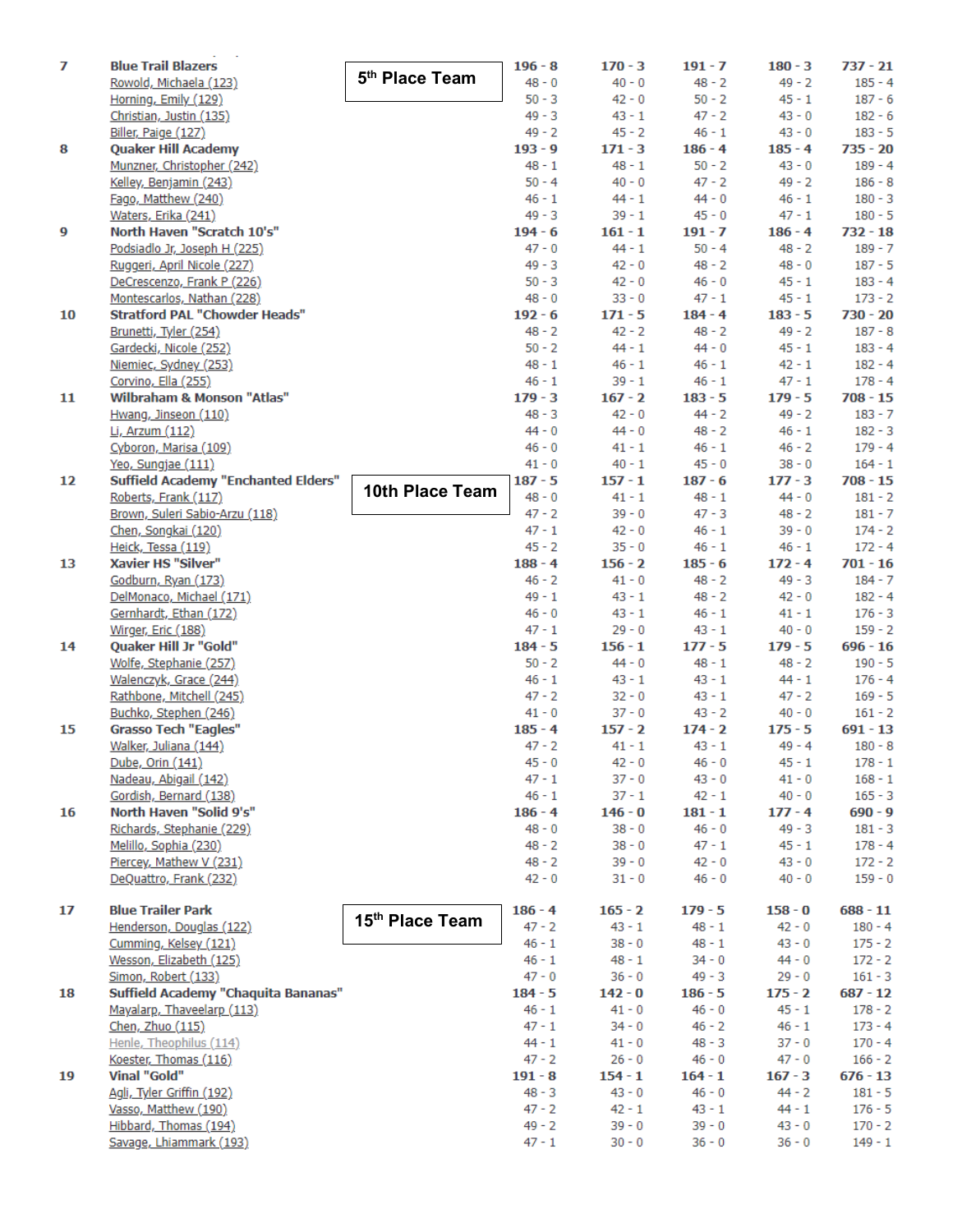| Rank | Team / Shooter | | | | | | Total |
|---|---|---|---|---|---|---|---|
| 7 | **Blue Trail Blazers** | **5th Place Team** | **196 - 8** | **170 - 3** | **191 - 7** | **180 - 3** | **737 - 21** |
| | Rowold, Michaela (123) | | 48 - 0 | 40 - 0 | 48 - 2 | 49 - 2 | 185 - 4 |
| | Horning, Emily (129) | | 50 - 3 | 42 - 0 | 50 - 2 | 45 - 1 | 187 - 6 |
| | Christian, Justin (135) | | 49 - 3 | 43 - 1 | 47 - 2 | 43 - 0 | 182 - 6 |
| | Biller, Paige (127) | | 49 - 2 | 45 - 2 | 46 - 1 | 43 - 0 | 183 - 5 |
| 8 | **Quaker Hill Academy** | | **193 - 9** | **171 - 3** | **186 - 4** | **185 - 4** | **735 - 20** |
| | Munzner, Christopher (242) | | 48 - 1 | 48 - 1 | 50 - 2 | 43 - 0 | 189 - 4 |
| | Kelley, Benjamin (243) | | 50 - 4 | 40 - 0 | 47 - 2 | 49 - 2 | 186 - 8 |
| | Fago, Matthew (240) | | 46 - 1 | 44 - 1 | 44 - 0 | 46 - 1 | 180 - 3 |
| | Waters, Erika (241) | | 49 - 3 | 39 - 1 | 45 - 0 | 47 - 1 | 180 - 5 |
| 9 | **North Haven "Scratch 10's"** | | **194 - 6** | **161 - 1** | **191 - 7** | **186 - 4** | **732 - 18** |
| | Podsiadlo Jr, Joseph H (225) | | 47 - 0 | 44 - 1 | 50 - 4 | 48 - 2 | 189 - 7 |
| | Ruggeri, April Nicole (227) | | 49 - 3 | 42 - 0 | 48 - 2 | 48 - 0 | 187 - 5 |
| | DeCrescenzo, Frank P (226) | | 50 - 3 | 42 - 0 | 46 - 0 | 45 - 1 | 183 - 4 |
| | Montescarlos, Nathan (228) | | 48 - 0 | 33 - 0 | 47 - 1 | 45 - 1 | 173 - 2 |
| 10 | **Stratford PAL "Chowder Heads"** | | **192 - 6** | **171 - 5** | **184 - 4** | **183 - 5** | **730 - 20** |
| | Brunetti, Tyler (254) | | 48 - 2 | 42 - 2 | 48 - 2 | 49 - 2 | 187 - 8 |
| | Gardecki, Nicole (252) | | 50 - 2 | 44 - 1 | 44 - 0 | 45 - 1 | 183 - 4 |
| | Niemiec, Sydney (253) | | 48 - 1 | 46 - 1 | 46 - 1 | 42 - 1 | 182 - 4 |
| | Corvino, Ella (255) | | 46 - 1 | 39 - 1 | 46 - 1 | 47 - 1 | 178 - 4 |
| 11 | **Wilbraham & Monson "Atlas"** | | **179 - 3** | **167 - 2** | **183 - 5** | **179 - 5** | **708 - 15** |
| | Hwang, Jinseon (110) | | 48 - 3 | 42 - 0 | 44 - 2 | 49 - 2 | 183 - 7 |
| | Li, Arzum (112) | | 44 - 0 | 44 - 0 | 48 - 2 | 46 - 1 | 182 - 3 |
| | Cyboron, Marisa (109) | | 46 - 0 | 41 - 1 | 46 - 1 | 46 - 2 | 179 - 4 |
| | Yeo, Sungjae (111) | | 41 - 0 | 40 - 1 | 45 - 0 | 38 - 0 | 164 - 1 |
| 12 | **Suffield Academy "Enchanted Elders"** | **10th Place Team** | **187 - 5** | **157 - 1** | **187 - 6** | **177 - 3** | **708 - 15** |
| | Roberts, Frank (117) | | 48 - 0 | 41 - 1 | 48 - 1 | 44 - 0 | 181 - 2 |
| | Brown, Suleri Sabio-Arzu (118) | | 47 - 2 | 39 - 0 | 47 - 3 | 48 - 2 | 181 - 7 |
| | Chen, Songkai (120) | | 47 - 1 | 42 - 0 | 46 - 1 | 39 - 0 | 174 - 2 |
| | Heick, Tessa (119) | | 45 - 2 | 35 - 0 | 46 - 1 | 46 - 1 | 172 - 4 |
| 13 | **Xavier HS "Silver"** | | **188 - 4** | **156 - 2** | **185 - 6** | **172 - 4** | **701 - 16** |
| | Godburn, Ryan (173) | | 46 - 2 | 41 - 0 | 48 - 2 | 49 - 3 | 184 - 7 |
| | DelMonaco, Michael (171) | | 49 - 1 | 43 - 1 | 48 - 2 | 42 - 0 | 182 - 4 |
| | Gernhardt, Ethan (172) | | 46 - 0 | 43 - 1 | 46 - 1 | 41 - 1 | 176 - 3 |
| | Wirger, Eric (188) | | 47 - 1 | 29 - 0 | 43 - 1 | 40 - 0 | 159 - 2 |
| 14 | **Quaker Hill Jr "Gold"** | | **184 - 5** | **156 - 1** | **177 - 5** | **179 - 5** | **696 - 16** |
| | Wolfe, Stephanie (257) | | 50 - 2 | 44 - 0 | 48 - 1 | 48 - 2 | 190 - 5 |
| | Walenczyk, Grace (244) | | 46 - 1 | 43 - 1 | 43 - 1 | 44 - 1 | 176 - 4 |
| | Rathbone, Mitchell (245) | | 47 - 2 | 32 - 0 | 43 - 1 | 47 - 2 | 169 - 5 |
| | Buchko, Stephen (246) | | 41 - 0 | 37 - 0 | 43 - 2 | 40 - 0 | 161 - 2 |
| 15 | **Grasso Tech "Eagles"** | | **185 - 4** | **157 - 2** | **174 - 2** | **175 - 5** | **691 - 13** |
| | Walker, Juliana (144) | | 47 - 2 | 41 - 1 | 43 - 1 | 49 - 4 | 180 - 8 |
| | Dube, Orin (141) | | 45 - 0 | 42 - 0 | 46 - 0 | 45 - 1 | 178 - 1 |
| | Nadeau, Abigail (142) | | 47 - 1 | 37 - 0 | 43 - 0 | 41 - 0 | 168 - 1 |
| | Gordish, Bernard (138) | | 46 - 1 | 37 - 1 | 42 - 1 | 40 - 0 | 165 - 3 |
| 16 | **North Haven "Solid 9's"** | | **186 - 4** | **146 - 0** | **181 - 1** | **177 - 4** | **690 - 9** |
| | Richards, Stephanie (229) | | 48 - 0 | 38 - 0 | 46 - 0 | 49 - 3 | 181 - 3 |
| | Melillo, Sophia (230) | | 48 - 2 | 38 - 0 | 47 - 1 | 45 - 1 | 178 - 4 |
| | Piercey, Mathew V (231) | | 48 - 2 | 39 - 0 | 42 - 0 | 43 - 0 | 172 - 2 |
| | DeQuattro, Frank (232) | | 42 - 0 | 31 - 0 | 46 - 0 | 40 - 0 | 159 - 0 |
| 17 | **Blue Trailer Park** | **15th Place Team** | **186 - 4** | **165 - 2** | **179 - 5** | **158 - 0** | **688 - 11** |
| | Henderson, Douglas (122) | | 47 - 2 | 43 - 1 | 48 - 1 | 42 - 0 | 180 - 4 |
| | Cumming, Kelsey (121) | | 46 - 1 | 38 - 0 | 48 - 1 | 43 - 0 | 175 - 2 |
| | Wesson, Elizabeth (125) | | 46 - 1 | 48 - 1 | 34 - 0 | 44 - 0 | 172 - 2 |
| | Simon, Robert (133) | | 47 - 0 | 36 - 0 | 49 - 3 | 29 - 0 | 161 - 3 |
| 18 | **Suffield Academy "Chaquita Bananas"** | | **184 - 5** | **142 - 0** | **186 - 5** | **175 - 2** | **687 - 12** |
| | Mayalarp, Thaveelarp (113) | | 46 - 1 | 41 - 0 | 46 - 0 | 45 - 1 | 178 - 2 |
| | Chen, Zhuo (115) | | 47 - 1 | 34 - 0 | 46 - 2 | 46 - 1 | 173 - 4 |
| | Henle, Theophilus (114) | | 44 - 1 | 41 - 0 | 48 - 3 | 37 - 0 | 170 - 4 |
| | Koester, Thomas (116) | | 47 - 2 | 26 - 0 | 46 - 0 | 47 - 0 | 166 - 2 |
| 19 | **Vinal "Gold"** | | **191 - 8** | **154 - 1** | **164 - 1** | **167 - 3** | **676 - 13** |
| | Agli, Tyler Griffin (192) | | 48 - 3 | 43 - 0 | 46 - 0 | 44 - 2 | 181 - 5 |
| | Vasso, Matthew (190) | | 47 - 2 | 42 - 1 | 43 - 1 | 44 - 1 | 176 - 5 |
| | Hibbard, Thomas (194) | | 49 - 2 | 39 - 0 | 39 - 0 | 43 - 0 | 170 - 2 |
| | Savage, Lhiammark (193) | | 47 - 1 | 30 - 0 | 36 - 0 | 36 - 0 | 149 - 1 |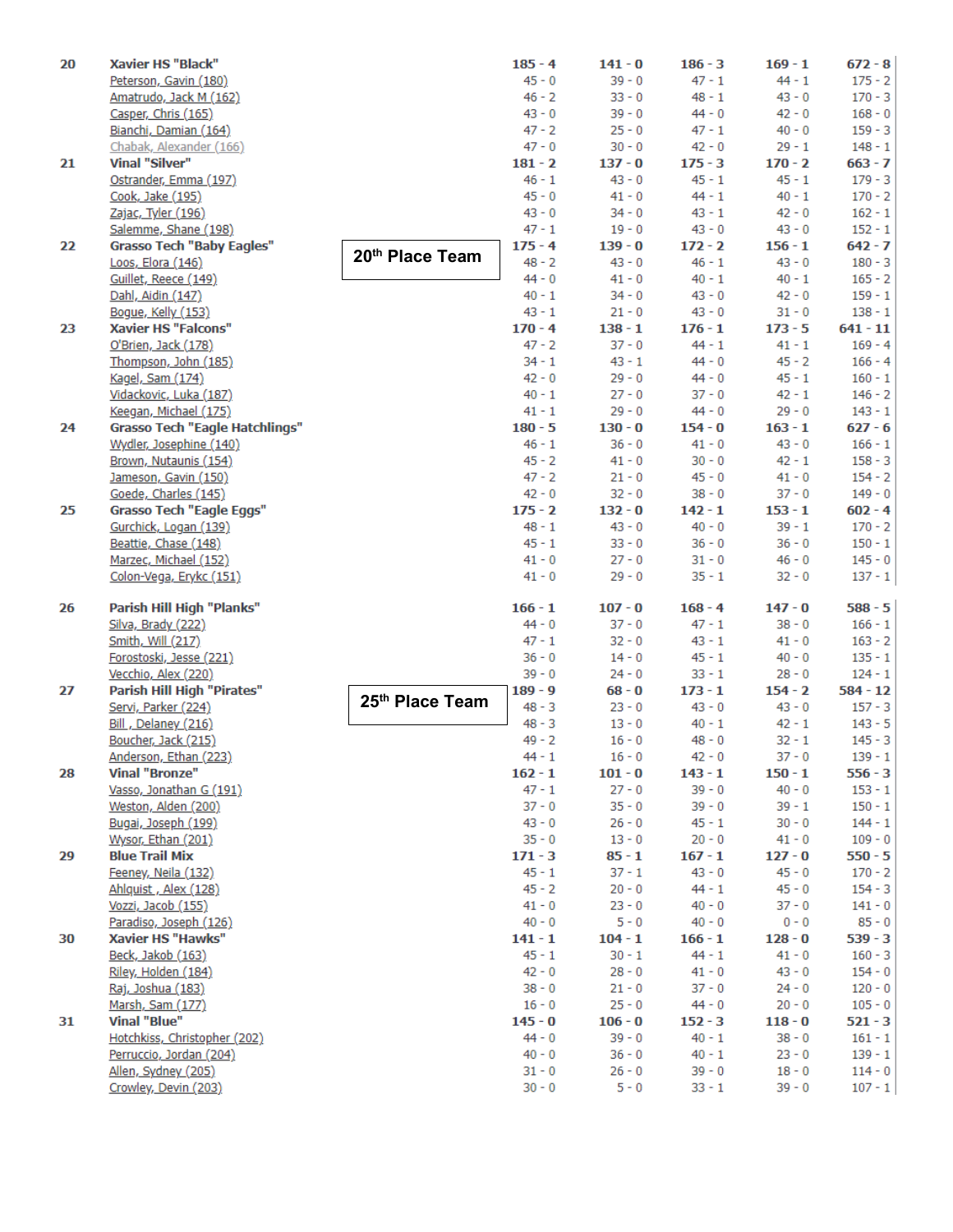| Place | Team / Shooter | | | | | Total |
|---|---|---|---|---|---|---|
| 20 | **Xavier HS "Black"** | **185 - 4** | **141 - 0** | **186 - 3** | **169 - 1** | **672 - 8** |
| | Peterson, Gavin (180) | 45 - 0 | 39 - 0 | 47 - 1 | 44 - 1 | 175 - 2 |
| | Amatrudo, Jack M (162) | 46 - 2 | 33 - 0 | 48 - 1 | 43 - 0 | 170 - 3 |
| | Casper, Chris (165) | 43 - 0 | 39 - 0 | 44 - 0 | 42 - 0 | 168 - 0 |
| | Bianchi, Damian (164) | 47 - 2 | 25 - 0 | 47 - 1 | 40 - 0 | 159 - 3 |
| | Chabak, Alexander (166) | 47 - 0 | 30 - 0 | 42 - 0 | 29 - 1 | 148 - 1 |
| 21 | **Vinal "Silver"** | **181 - 2** | **137 - 0** | **175 - 3** | **170 - 2** | **663 - 7** |
| | Ostrander, Emma (197) | 46 - 1 | 43 - 0 | 45 - 1 | 45 - 1 | 179 - 3 |
| | Cook, Jake (195) | 45 - 0 | 41 - 0 | 44 - 1 | 40 - 1 | 170 - 2 |
| | Zajac, Tyler (196) | 43 - 0 | 34 - 0 | 43 - 1 | 42 - 0 | 162 - 1 |
| | Salemme, Shane (198) | 47 - 1 | 19 - 0 | 43 - 0 | 43 - 0 | 152 - 1 |
| 22 | **Grasso Tech "Baby Eagles"** (20th Place Team) | **175 - 4** | **139 - 0** | **172 - 2** | **156 - 1** | **642 - 7** |
| | Loos, Elora (146) | 48 - 2 | 43 - 0 | 46 - 1 | 43 - 0 | 180 - 3 |
| | Guillet, Reece (149) | 44 - 0 | 41 - 0 | 40 - 1 | 40 - 1 | 165 - 2 |
| | Dahl, Aidin (147) | 40 - 1 | 34 - 0 | 43 - 0 | 42 - 0 | 159 - 1 |
| | Bogue, Kelly (153) | 43 - 1 | 21 - 0 | 43 - 0 | 31 - 0 | 138 - 1 |
| 23 | **Xavier HS "Falcons"** | **170 - 4** | **138 - 1** | **176 - 1** | **173 - 5** | **641 - 11** |
| | O'Brien, Jack (178) | 47 - 2 | 37 - 0 | 44 - 1 | 41 - 1 | 169 - 4 |
| | Thompson, John (185) | 34 - 1 | 43 - 1 | 44 - 0 | 45 - 2 | 166 - 4 |
| | Kagel, Sam (174) | 42 - 0 | 29 - 0 | 44 - 0 | 45 - 1 | 160 - 1 |
| | Vidackovic, Luka (187) | 40 - 1 | 27 - 0 | 37 - 0 | 42 - 1 | 146 - 2 |
| | Keegan, Michael (175) | 41 - 1 | 29 - 0 | 44 - 0 | 29 - 0 | 143 - 1 |
| 24 | **Grasso Tech "Eagle Hatchlings"** | **180 - 5** | **130 - 0** | **154 - 0** | **163 - 1** | **627 - 6** |
| | Wydler, Josephine (140) | 46 - 1 | 36 - 0 | 41 - 0 | 43 - 0 | 166 - 1 |
| | Brown, Nutaunis (154) | 45 - 2 | 41 - 0 | 30 - 0 | 42 - 1 | 158 - 3 |
| | Jameson, Gavin (150) | 47 - 2 | 21 - 0 | 45 - 0 | 41 - 0 | 154 - 2 |
| | Goede, Charles (145) | 42 - 0 | 32 - 0 | 38 - 0 | 37 - 0 | 149 - 0 |
| 25 | **Grasso Tech "Eagle Eggs"** | **175 - 2** | **132 - 0** | **142 - 1** | **153 - 1** | **602 - 4** |
| | Gurchick, Logan (139) | 48 - 1 | 43 - 0 | 40 - 0 | 39 - 1 | 170 - 2 |
| | Beattie, Chase (148) | 45 - 1 | 33 - 0 | 36 - 0 | 36 - 0 | 150 - 1 |
| | Marzec, Michael (152) | 41 - 0 | 27 - 0 | 31 - 0 | 46 - 0 | 145 - 0 |
| | Colon-Vega, Erykc (151) | 41 - 0 | 29 - 0 | 35 - 1 | 32 - 0 | 137 - 1 |
| 26 | **Parish Hill High "Planks"** | **166 - 1** | **107 - 0** | **168 - 4** | **147 - 0** | **588 - 5** |
| | Silva, Brady (222) | 44 - 0 | 37 - 0 | 47 - 1 | 38 - 0 | 166 - 1 |
| | Smith, Will (217) | 47 - 1 | 32 - 0 | 43 - 1 | 41 - 0 | 163 - 2 |
| | Forostoski, Jesse (221) | 36 - 0 | 14 - 0 | 45 - 1 | 40 - 0 | 135 - 1 |
| | Vecchio, Alex (220) | 39 - 0 | 24 - 0 | 33 - 1 | 28 - 0 | 124 - 1 |
| 27 | **Parish Hill High "Pirates"** (25th Place Team) | **189 - 9** | **68 - 0** | **173 - 1** | **154 - 2** | **584 - 12** |
| | Servi, Parker (224) | 48 - 3 | 23 - 0 | 43 - 0 | 43 - 0 | 157 - 3 |
| | Bill , Delaney (216) | 48 - 3 | 13 - 0 | 40 - 1 | 42 - 1 | 143 - 5 |
| | Boucher, Jack (215) | 49 - 2 | 16 - 0 | 48 - 0 | 32 - 1 | 145 - 3 |
| | Anderson, Ethan (223) | 44 - 1 | 16 - 0 | 42 - 0 | 37 - 0 | 139 - 1 |
| 28 | **Vinal "Bronze"** | **162 - 1** | **101 - 0** | **143 - 1** | **150 - 1** | **556 - 3** |
| | Vasso, Jonathan G (191) | 47 - 1 | 27 - 0 | 39 - 0 | 40 - 0 | 153 - 1 |
| | Weston, Alden (200) | 37 - 0 | 35 - 0 | 39 - 0 | 39 - 1 | 150 - 1 |
| | Bugai, Joseph (199) | 43 - 0 | 26 - 0 | 45 - 1 | 30 - 0 | 144 - 1 |
| | Wysor, Ethan (201) | 35 - 0 | 13 - 0 | 20 - 0 | 41 - 0 | 109 - 0 |
| 29 | **Blue Trail Mix** | **171 - 3** | **85 - 1** | **167 - 1** | **127 - 0** | **550 - 5** |
| | Feeney, Neila (132) | 45 - 1 | 37 - 1 | 43 - 0 | 45 - 0 | 170 - 2 |
| | Ahlquist , Alex (128) | 45 - 2 | 20 - 0 | 44 - 1 | 45 - 0 | 154 - 3 |
| | Vozzi, Jacob (155) | 41 - 0 | 23 - 0 | 40 - 0 | 37 - 0 | 141 - 0 |
| | Paradiso, Joseph (126) | 40 - 0 | 5 - 0 | 40 - 0 | 0 - 0 | 85 - 0 |
| 30 | **Xavier HS "Hawks"** | **141 - 1** | **104 - 1** | **166 - 1** | **128 - 0** | **539 - 3** |
| | Beck, Jakob (163) | 45 - 1 | 30 - 1 | 44 - 1 | 41 - 0 | 160 - 3 |
| | Riley, Holden (184) | 42 - 0 | 28 - 0 | 41 - 0 | 43 - 0 | 154 - 0 |
| | Raj, Joshua (183) | 38 - 0 | 21 - 0 | 37 - 0 | 24 - 0 | 120 - 0 |
| | Marsh, Sam (177) | 16 - 0 | 25 - 0 | 44 - 0 | 20 - 0 | 105 - 0 |
| 31 | **Vinal "Blue"** | **145 - 0** | **106 - 0** | **152 - 3** | **118 - 0** | **521 - 3** |
| | Hotchkiss, Christopher (202) | 44 - 0 | 39 - 0 | 40 - 1 | 38 - 0 | 161 - 1 |
| | Perruccio, Jordan (204) | 40 - 0 | 36 - 0 | 40 - 1 | 23 - 0 | 139 - 1 |
| | Allen, Sydney (205) | 31 - 0 | 26 - 0 | 39 - 0 | 18 - 0 | 114 - 0 |
| | Crowley, Devin (203) | 30 - 0 | 5 - 0 | 33 - 1 | 39 - 0 | 107 - 1 |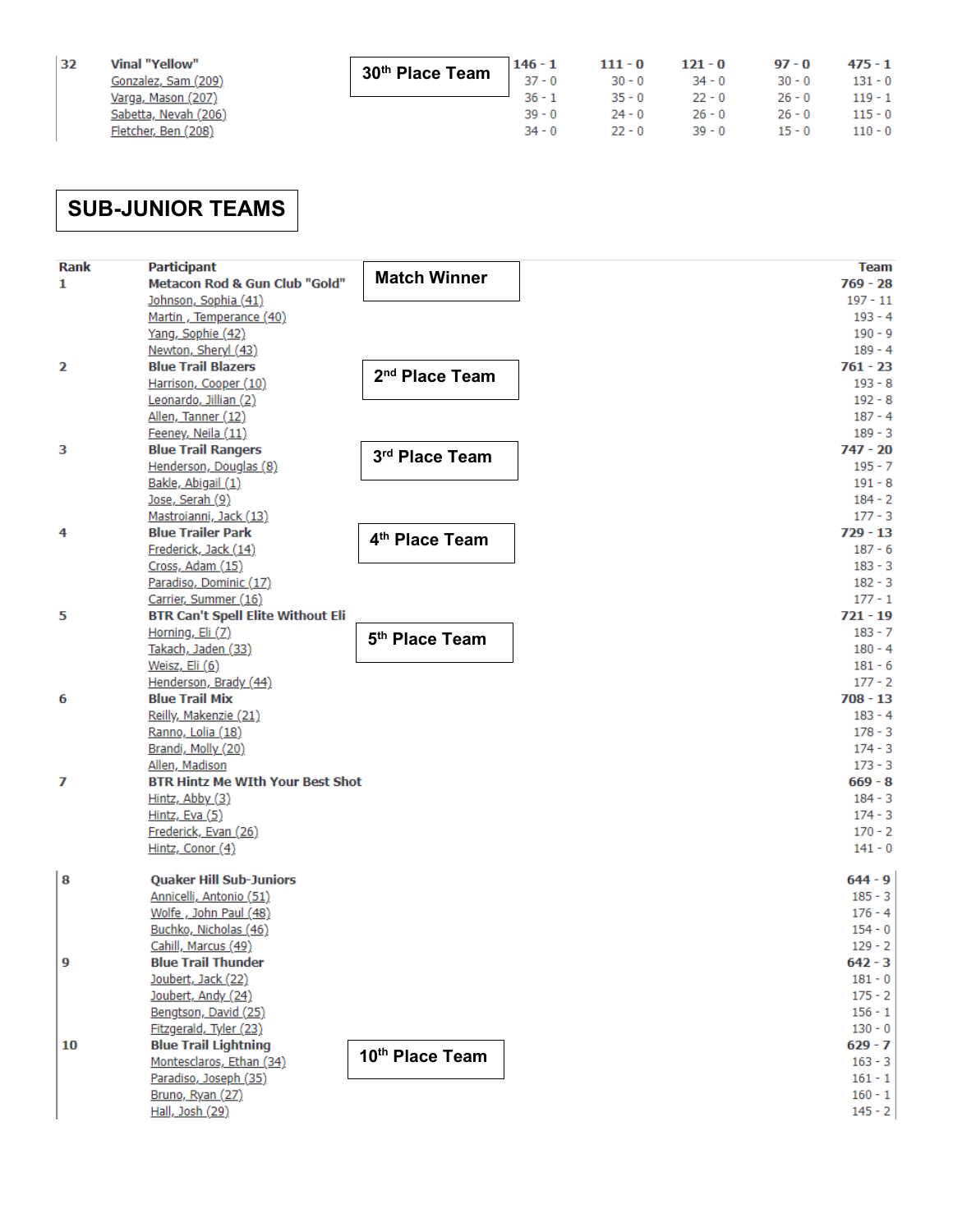| 32 | Vinal "Yellow" | 30th Place Team | 146 - 1 | 111 - 0 | 121 - 0 | 97 - 0 | 475 - 1 |
|---|---|---|---|---|---|---|---|
| | Gonzalez, Sam (209) | | 37 - 0 | 30 - 0 | 34 - 0 | 30 - 0 | 131 - 0 |
| | Varga, Mason (207) | | 36 - 1 | 35 - 0 | 22 - 0 | 26 - 0 | 119 - 1 |
| | Sabetta, Nevah (206) | | 39 - 0 | 24 - 0 | 26 - 0 | 26 - 0 | 115 - 0 |
| | Fletcher, Ben (208) | | 34 - 0 | 22 - 0 | 39 - 0 | 15 - 0 | 110 - 0 |

# SUB-JUNIOR TEAMS

| Rank | Participant | | Team |
|---|---|---|---|
| 1 | **Metacon Rod & Gun Club "Gold"** | Match Winner | **769 - 28** |
| | Johnson, Sophia (41) | | 197 - 11 |
| | Martin , Temperance (40) | | 193 - 4 |
| | Yang, Sophie (42) | | 190 - 9 |
| | Newton, Sheryl (43) | | 189 - 4 |
| 2 | **Blue Trail Blazers** | 2nd Place Team | **761 - 23** |
| | Harrison, Cooper (10) | | 193 - 8 |
| | Leonardo, Jillian (2) | | 192 - 8 |
| | Allen, Tanner (12) | | 187 - 4 |
| | Feeney, Neila (11) | | 189 - 3 |
| 3 | **Blue Trail Rangers** | 3rd Place Team | **747 - 20** |
| | Henderson, Douglas (8) | | 195 - 7 |
| | Bakle, Abigail (1) | | 191 - 8 |
| | Jose, Serah (9) | | 184 - 2 |
| | Mastroianni, Jack (13) | | 177 - 3 |
| 4 | **Blue Trailer Park** | 4th Place Team | **729 - 13** |
| | Frederick, Jack (14) | | 187 - 6 |
| | Cross, Adam (15) | | 183 - 3 |
| | Paradiso, Dominic (17) | | 182 - 3 |
| | Carrier, Summer (16) | | 177 - 1 |
| 5 | **BTR Can't Spell Elite Without Eli** | 5th Place Team | **721 - 19** |
| | Horning, Eli (7) | | 183 - 7 |
| | Takach, Jaden (33) | | 180 - 4 |
| | Weisz, Eli (6) | | 181 - 6 |
| | Henderson, Brady (44) | | 177 - 2 |
| 6 | **Blue Trail Mix** | | **708 - 13** |
| | Reilly, Makenzie (21) | | 183 - 4 |
| | Ranno, Lolia (18) | | 178 - 3 |
| | Brandi, Molly (20) | | 174 - 3 |
| | Allen, Madison | | 173 - 3 |
| 7 | **BTR Hintz Me WIth Your Best Shot** | | **669 - 8** |
| | Hintz, Abby (3) | | 184 - 3 |
| | Hintz, Eva (5) | | 174 - 3 |
| | Frederick, Evan (26) | | 170 - 2 |
| | Hintz, Conor (4) | | 141 - 0 |
| 8 | **Quaker Hill Sub-Juniors** | | **644 - 9** |
| | Annicelli, Antonio (51) | | 185 - 3 |
| | Wolfe , John Paul (48) | | 176 - 4 |
| | Buchko, Nicholas (46) | | 154 - 0 |
| | Cahill, Marcus (49) | | 129 - 2 |
| 9 | **Blue Trail Thunder** | | **642 - 3** |
| | Joubert, Jack (22) | | 181 - 0 |
| | Joubert, Andy (24) | | 175 - 2 |
| | Bengtson, David (25) | | 156 - 1 |
| | Fitzgerald, Tyler (23) | | 130 - 0 |
| 10 | **Blue Trail Lightning** | 10th Place Team | **629 - 7** |
| | Montesclaros, Ethan (34) | | 163 - 3 |
| | Paradiso, Joseph (35) | | 161 - 1 |
| | Bruno, Ryan (27) | | 160 - 1 |
| | Hall, Josh (29) | | 145 - 2 |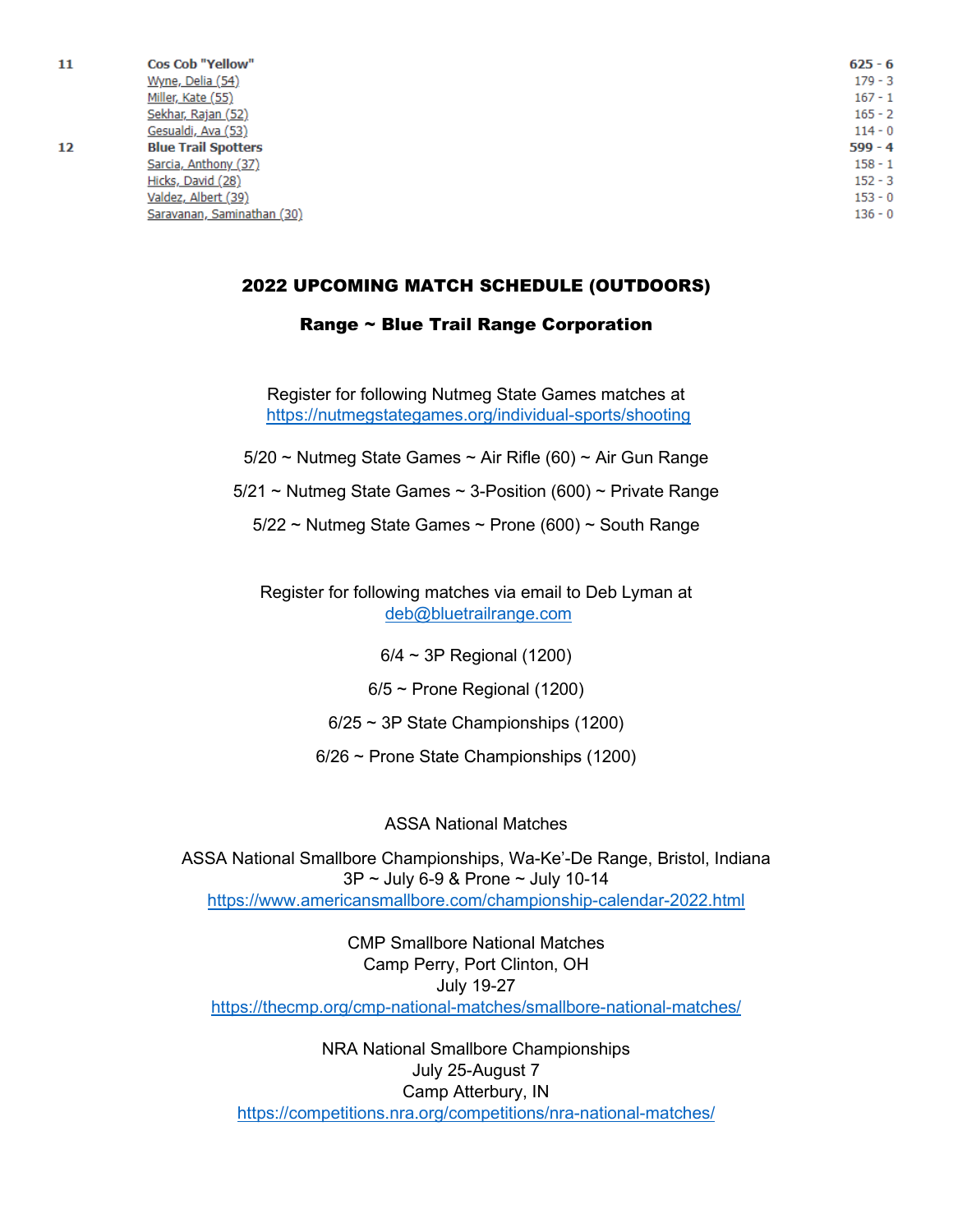| | | |
|---|---|---|
| **11** | **Cos Cob "Yellow"** | **625 - 6** |
| | Wyne, Delia (54) | 179 - 3 |
| | Miller, Kate (55) | 167 - 1 |
| | Sekhar, Rajan (52) | 165 - 2 |
| | Gesualdi, Ava (53) | 114 - 0 |
| **12** | **Blue Trail Spotters** | **599 - 4** |
| | Sarcia, Anthony (37) | 158 - 1 |
| | Hicks, David (28) | 152 - 3 |
| | Valdez, Albert (39) | 153 - 0 |
| | Saravanan, Saminathan (30) | 136 - 0 |

## 2022 UPCOMING MATCH SCHEDULE (OUTDOORS)

### Range ~ Blue Trail Range Corporation

Register for following Nutmeg State Games matches at
https://nutmegstategames.org/individual-sports/shooting

5/20 ~ Nutmeg State Games ~ Air Rifle (60) ~ Air Gun Range

5/21 ~ Nutmeg State Games ~ 3-Position (600) ~ Private Range

5/22 ~ Nutmeg State Games ~ Prone (600) ~ South Range

Register for following matches via email to Deb Lyman at
deb@bluetrailrange.com

6/4 ~ 3P Regional (1200)

6/5 ~ Prone Regional (1200)

6/25 ~ 3P State Championships (1200)

6/26 ~ Prone State Championships (1200)

ASSA National Matches

ASSA National Smallbore Championships, Wa-Ke'-De Range, Bristol, Indiana
3P ~ July 6-9 & Prone ~ July 10-14
https://www.americansmallbore.com/championship-calendar-2022.html

CMP Smallbore National Matches
Camp Perry, Port Clinton, OH
July 19-27
https://thecmp.org/cmp-national-matches/smallbore-national-matches/

NRA National Smallbore Championships
July 25-August 7
Camp Atterbury, IN
https://competitions.nra.org/competitions/nra-national-matches/